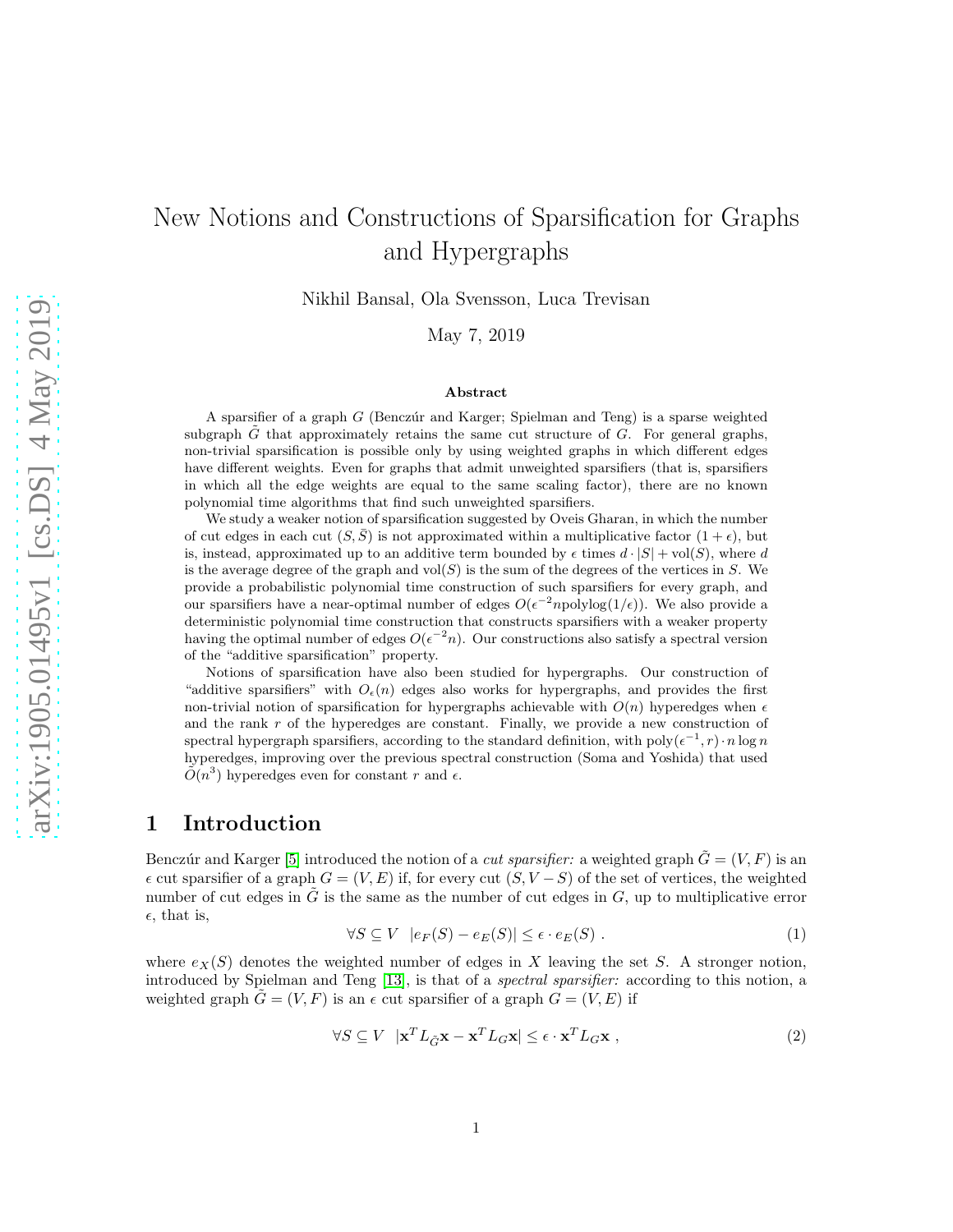# New Notions and Constructions of Sparsification for Graphs and Hypergraphs

Nikhil Bansal, Ola Svensson, Luca Trevisan

May 7, 2019

### Abstract

A sparsifier of a graph $G$ (Benczúr and Karger; Spielman and Teng) is a sparse weighted subgraph $\tilde{G}$ that approximately retains the same cut structure of $G$. For general graphs, non-trivial sparsification is possible only by using weighted graphs in which different edges have different weights. Even for graphs that admit unweighted sparsifiers (that is, sparsifiers in which all the edge weights are equal to the same scaling factor), there are no known polynomial time algorithms that find such unweighted sparsifiers.

We study a weaker notion of sparsification suggested by Oveis Gharan, in which the number of cut edges in each cut $(S, \bar{S})$ is not approximated within a multiplicative factor $(1+\epsilon)$, but is, instead, approximated up to an additive term bounded by $\epsilon$ times $d \cdot |S| + \text{vol}(S)$, where $d$ is the average degree of the graph and $\text{vol}(S)$ is the sum of the degrees of the vertices in $S$. We provide a probabilistic polynomial time construction of such sparsifiers for every graph, and our sparsifiers have a near-optimal number of edges $O(\epsilon^{-2} n \text{polylog}(1/\epsilon))$. We also provide a deterministic polynomial time construction that constructs sparsifiers with a weaker property having the optimal number of edges $O(\epsilon^{-2} n)$. Our constructions also satisfy a spectral version of the "additive sparsification" property.

Notions of sparsification have also been studied for hypergraphs. Our construction of "additive sparsifiers" with $O_\epsilon(n)$ edges also works for hypergraphs, and provides the first non-trivial notion of sparsification for hypergraphs achievable with $O(n)$ hyperedges when $\epsilon$ and the rank $r$ of the hyperedges are constant. Finally, we provide a new construction of spectral hypergraph sparsifiers, according to the standard definition, with $\text{poly}(\epsilon^{-1}, r) \cdot n \log n$ hyperedges, improving over the previous spectral construction (Soma and Yoshida) that used $\tilde{O}(n^3)$ hyperedges even for constant $r$ and $\epsilon$.

## 1 Introduction

Benczúr and Karger [5] introduced the notion of a *cut sparsifier:* a weighted graph $\tilde{G} = (V, F)$ is an $\epsilon$ cut sparsifier of a graph $G = (V, E)$ if, for every cut $(S, V - S)$ of the set of vertices, the weighted number of cut edges in $\tilde{G}$ is the same as the number of cut edges in $G$, up to multiplicative error $\epsilon$, that is,

$$\forall S \subseteq V \quad |e_F(S) - e_E(S)| \leq \epsilon \cdot e_E(S) \ . \tag{1}$$

where $e_X(S)$ denotes the weighted number of edges in $X$ leaving the set $S$. A stronger notion, introduced by Spielman and Teng [13], is that of a *spectral sparsifier:* according to this notion, a weighted graph $\tilde{G} = (V, F)$ is an $\epsilon$ cut sparsifier of a graph $G = (V, E)$ if

$$\forall S \subseteq V \quad |\mathbf{x}^T L_{\tilde{G}} \mathbf{x} - \mathbf{x}^T L_G \mathbf{x}| \leq \epsilon \cdot \mathbf{x}^T L_G \mathbf{x} \ , \tag{2}$$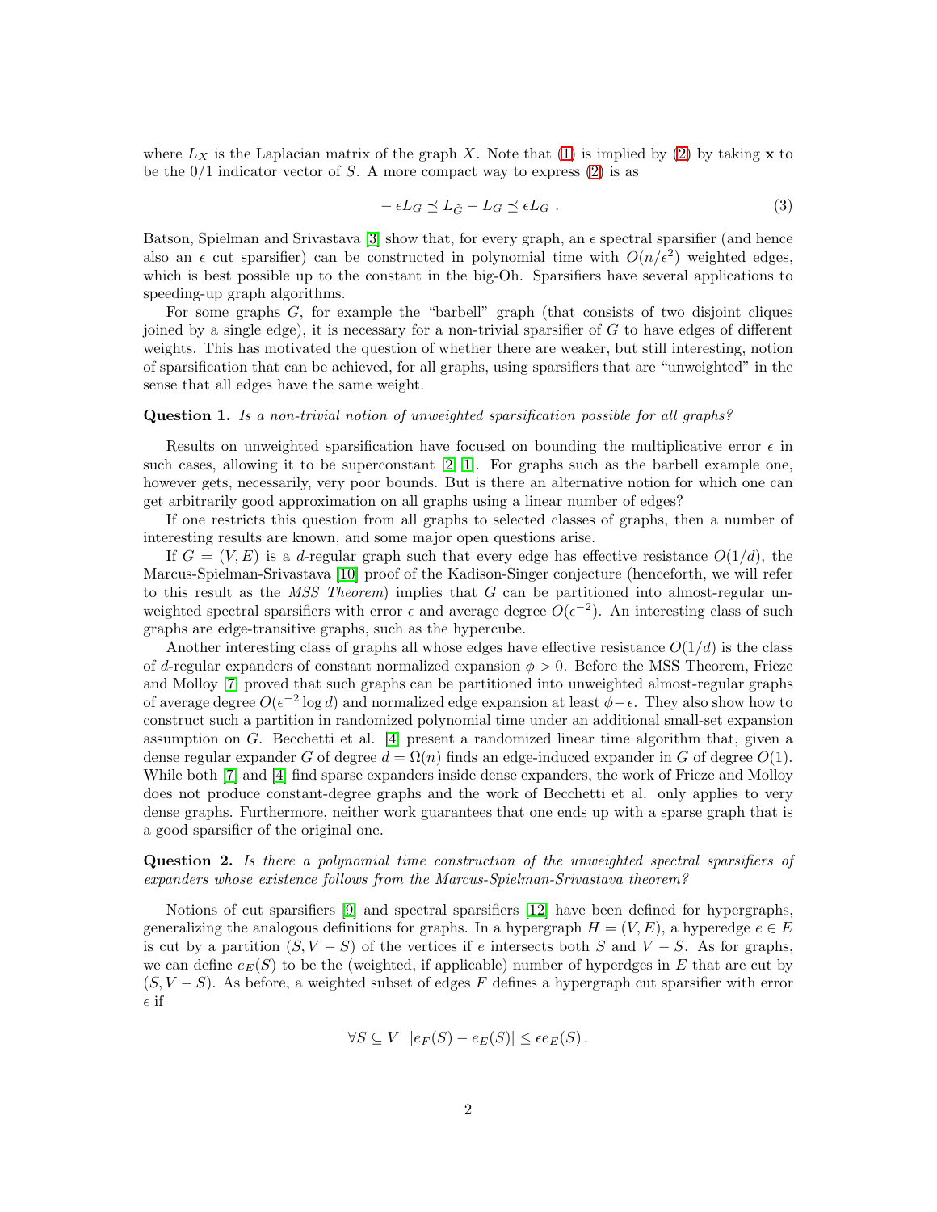where $L_X$ is the Laplacian matrix of the graph $X$. Note that (1) is implied by (2) by taking $\mathbf{x}$ to be the 0/1 indicator vector of $S$. A more compact way to express (2) is as

$$-\epsilon L_G \preceq L_{\tilde{G}} - L_G \preceq \epsilon L_G \ . \tag{3}$$

Batson, Spielman and Srivastava [3] show that, for every graph, an $\epsilon$ spectral sparsifier (and hence also an $\epsilon$ cut sparsifier) can be constructed in polynomial time with $O(n/\epsilon^2)$ weighted edges, which is best possible up to the constant in the big-Oh. Sparsifiers have several applications to speeding-up graph algorithms.

For some graphs $G$, for example the "barbell" graph (that consists of two disjoint cliques joined by a single edge), it is necessary for a non-trivial sparsifier of $G$ to have edges of different weights. This has motivated the question of whether there are weaker, but still interesting, notion of sparsification that can be achieved, for all graphs, using sparsifiers that are "unweighted" in the sense that all edges have the same weight.

**Question 1.** *Is a non-trivial notion of unweighted sparsification possible for all graphs?*

Results on unweighted sparsification have focused on bounding the multiplicative error $\epsilon$ in such cases, allowing it to be superconstant [2, 1]. For graphs such as the barbell example one, however gets, necessarily, very poor bounds. But is there an alternative notion for which one can get arbitrarily good approximation on all graphs using a linear number of edges?

If one restricts this question from all graphs to selected classes of graphs, then a number of interesting results are known, and some major open questions arise.

If $G = (V, E)$ is a $d$-regular graph such that every edge has effective resistance $O(1/d)$, the Marcus-Spielman-Srivastava [10] proof of the Kadison-Singer conjecture (henceforth, we will refer to this result as the *MSS Theorem*) implies that $G$ can be partitioned into almost-regular unweighted spectral sparsifiers with error $\epsilon$ and average degree $O(\epsilon^{-2})$. An interesting class of such graphs are edge-transitive graphs, such as the hypercube.

Another interesting class of graphs all whose edges have effective resistance $O(1/d)$ is the class of $d$-regular expanders of constant normalized expansion $\phi > 0$. Before the MSS Theorem, Frieze and Molloy [7] proved that such graphs can be partitioned into unweighted almost-regular graphs of average degree $O(\epsilon^{-2} \log d)$ and normalized edge expansion at least $\phi - \epsilon$. They also show how to construct such a partition in randomized polynomial time under an additional small-set expansion assumption on $G$. Becchetti et al. [4] present a randomized linear time algorithm that, given a dense regular expander $G$ of degree $d = \Omega(n)$ finds an edge-induced expander in $G$ of degree $O(1)$. While both [7] and [4] find sparse expanders inside dense expanders, the work of Frieze and Molloy does not produce constant-degree graphs and the work of Becchetti et al. only applies to very dense graphs. Furthermore, neither work guarantees that one ends up with a sparse graph that is a good sparsifier of the original one.

**Question 2.** *Is there a polynomial time construction of the unweighted spectral sparsifiers of expanders whose existence follows from the Marcus-Spielman-Srivastava theorem?*

Notions of cut sparsifiers [9] and spectral sparsifiers [12] have been defined for hypergraphs, generalizing the analogous definitions for graphs. In a hypergraph $H = (V, E)$, a hyperedge $e \in E$ is cut by a partition $(S, V - S)$ of the vertices if $e$ intersects both $S$ and $V - S$. As for graphs, we can define $e_E(S)$ to be the (weighted, if applicable) number of hyperdges in $E$ that are cut by $(S, V - S)$. As before, a weighted subset of edges $F$ defines a hypergraph cut sparsifier with error $\epsilon$ if

$$\forall S \subseteq V \quad |e_F(S) - e_E(S)| \leq \epsilon e_E(S) \,.$$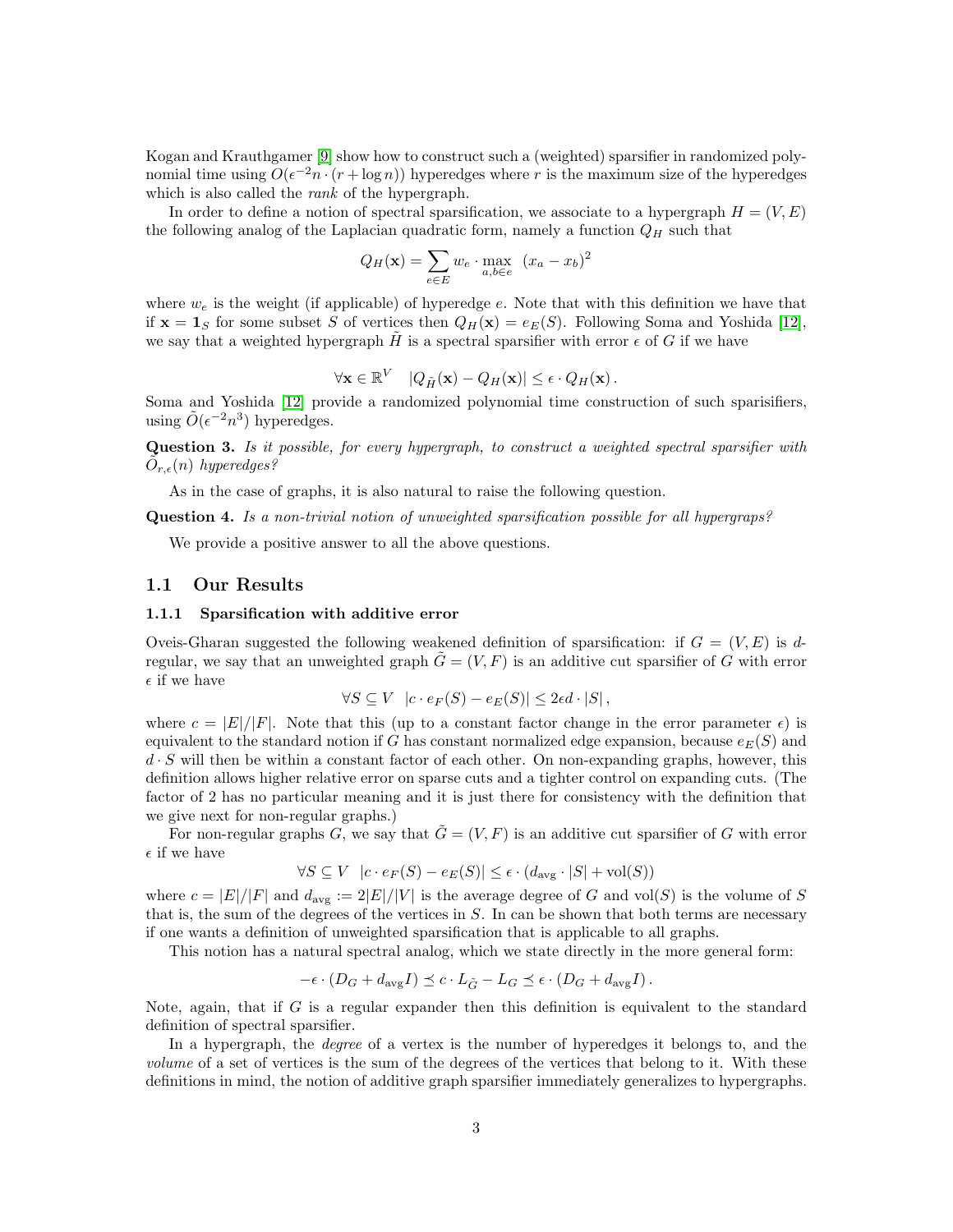Kogan and Krauthgamer [9] show how to construct such a (weighted) sparsifier in randomized polynomial time using $O(\epsilon^{-2} n \cdot (r + \log n))$ hyperedges where $r$ is the maximum size of the hyperedges which is also called the *rank* of the hypergraph.

In order to define a notion of spectral sparsification, we associate to a hypergraph $H = (V, E)$ the following analog of the Laplacian quadratic form, namely a function $Q_H$ such that

$$Q_H(\mathbf{x}) = \sum_{e \in E} w_e \cdot \max_{a,b \in e} \ (x_a - x_b)^2$$

where $w_e$ is the weight (if applicable) of hyperedge $e$. Note that with this definition we have that if $\mathbf{x} = \mathbf{1}_S$ for some subset $S$ of vertices then $Q_H(\mathbf{x}) = e_E(S)$. Following Soma and Yoshida [12], we say that a weighted hypergraph $\tilde{H}$ is a spectral sparsifier with error $\epsilon$ of $G$ if we have

$$\forall \mathbf{x} \in \mathbb{R}^V \quad |Q_{\tilde{H}}(\mathbf{x}) - Q_H(\mathbf{x})| \leq \epsilon \cdot Q_H(\mathbf{x})\,.$$

Soma and Yoshida [12] provide a randomized polynomial time construction of such sparisifiers, using $\tilde{O}(\epsilon^{-2} n^3)$ hyperedges.

**Question 3.** *Is it possible, for every hypergraph, to construct a weighted spectral sparsifier with $\tilde{O}_{r,\epsilon}(n)$ hyperedges?*

As in the case of graphs, it is also natural to raise the following question.

**Question 4.** *Is a non-trivial notion of unweighted sparsification possible for all hypergraps?*

We provide a positive answer to all the above questions.

## 1.1 Our Results

### 1.1.1 Sparsification with additive error

Oveis-Gharan suggested the following weakened definition of sparsification: if $G = (V, E)$ is $d$-regular, we say that an unweighted graph $\tilde{G} = (V, F)$ is an additive cut sparsifier of $G$ with error $\epsilon$ if we have

$$\forall S \subseteq V \quad |c \cdot e_F(S) - e_E(S)| \leq 2\epsilon d \cdot |S|\,,$$

where $c = |E|/|F|$. Note that this (up to a constant factor change in the error parameter $\epsilon$) is equivalent to the standard notion if $G$ has constant normalized edge expansion, because $e_E(S)$ and $d \cdot S$ will then be within a constant factor of each other. On non-expanding graphs, however, this definition allows higher relative error on sparse cuts and a tighter control on expanding cuts. (The factor of 2 has no particular meaning and it is just there for consistency with the definition that we give next for non-regular graphs.)

For non-regular graphs $G$, we say that $\tilde{G} = (V, F)$ is an additive cut sparsifier of $G$ with error $\epsilon$ if we have

$$\forall S \subseteq V \quad |c \cdot e_F(S) - e_E(S)| \leq \epsilon \cdot (d_{\text{avg}} \cdot |S| + \text{vol}(S))$$

where $c = |E|/|F|$ and $d_{\text{avg}} := 2|E|/|V|$ is the average degree of $G$ and $\text{vol}(S)$ is the volume of $S$ that is, the sum of the degrees of the vertices in $S$. In can be shown that both terms are necessary if one wants a definition of unweighted sparsification that is applicable to all graphs.

This notion has a natural spectral analog, which we state directly in the more general form:

$$-\epsilon \cdot (D_G + d_{\text{avg}} I) \preceq c \cdot L_{\tilde{G}} - L_G \preceq \epsilon \cdot (D_G + d_{\text{avg}} I)\,.$$

Note, again, that if $G$ is a regular expander then this definition is equivalent to the standard definition of spectral sparsifier.

In a hypergraph, the *degree* of a vertex is the number of hyperedges it belongs to, and the *volume* of a set of vertices is the sum of the degrees of the vertices that belong to it. With these definitions in mind, the notion of additive graph sparsifier immediately generalizes to hypergraphs.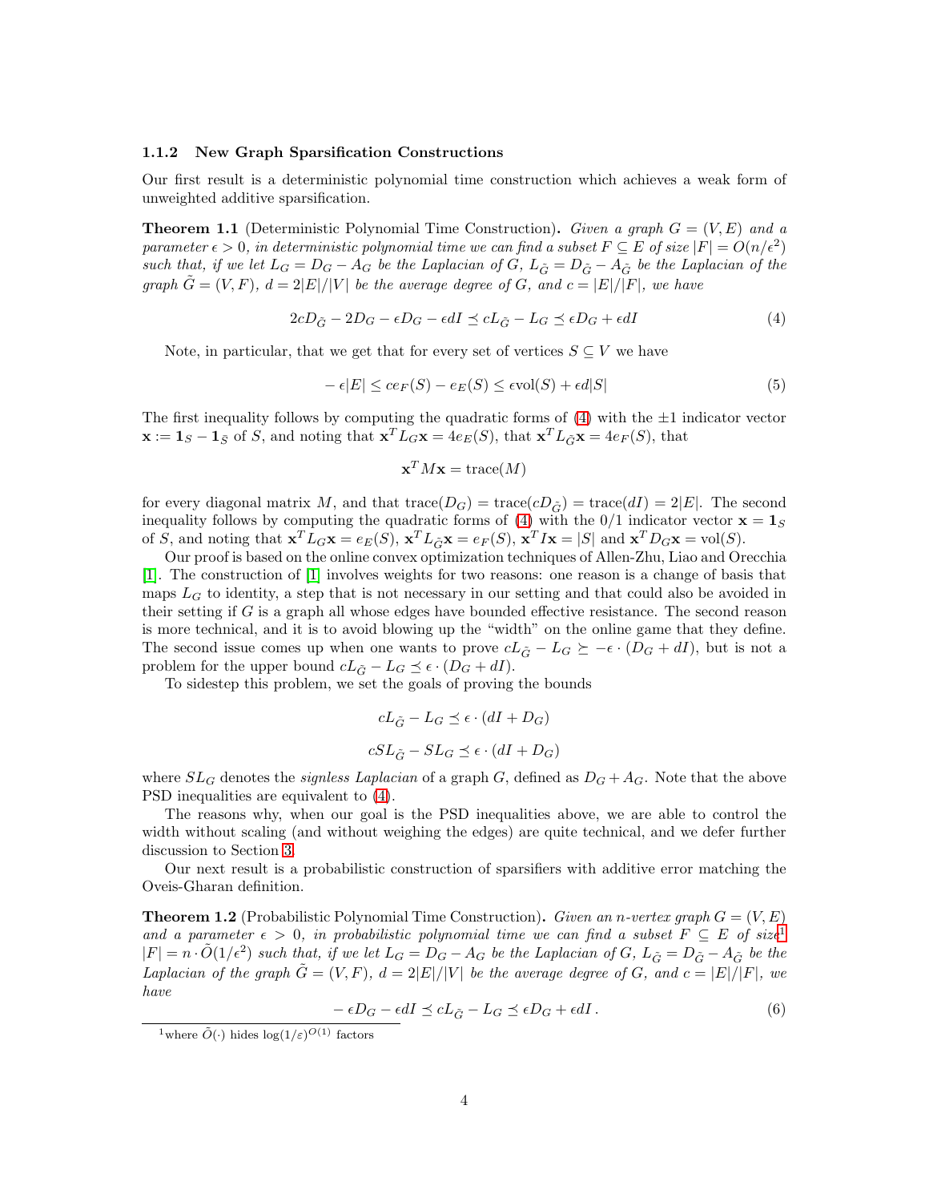### 1.1.2 New Graph Sparsification Constructions

Our first result is a deterministic polynomial time construction which achieves a weak form of unweighted additive sparsification.

**Theorem 1.1** (Deterministic Polynomial Time Construction)**.** *Given a graph $G = (V, E)$ and a parameter $\epsilon > 0$, in deterministic polynomial time we can find a subset $F \subseteq E$ of size $|F| = O(n/\epsilon^2)$ such that, if we let $L_G = D_G - A_G$ be the Laplacian of $G$, $L_{\tilde{G}} = D_{\tilde{G}} - A_{\tilde{G}}$ be the Laplacian of the graph $\tilde{G} = (V, F)$, $d = 2|E|/|V|$ be the average degree of $G$, and $c = |E|/|F|$, we have*

$$2cD_{\tilde{G}} - 2D_G - \epsilon D_G - \epsilon dI \preceq cL_{\tilde{G}} - L_G \preceq \epsilon D_G + \epsilon dI \tag{4}$$

Note, in particular, that we get that for every set of vertices $S \subseteq V$ we have

$$-\epsilon|E| \le ce_F(S) - e_E(S) \le \epsilon \text{vol}(S) + \epsilon d|S| \tag{5}$$

The first inequality follows by computing the quadratic forms of (4) with the $\pm 1$ indicator vector $\mathbf{x} := \mathbf{1}_S - \mathbf{1}_{\bar{S}}$ of $S$, and noting that $\mathbf{x}^T L_G \mathbf{x} = 4e_E(S)$, that $\mathbf{x}^T L_{\tilde{G}} \mathbf{x} = 4e_F(S)$, that

$$\mathbf{x}^T M \mathbf{x} = \text{trace}(M)$$

for every diagonal matrix $M$, and that $\text{trace}(D_G) = \text{trace}(cD_{\tilde{G}}) = \text{trace}(dI) = 2|E|$. The second inequality follows by computing the quadratic forms of (4) with the 0/1 indicator vector $\mathbf{x} = \mathbf{1}_S$ of $S$, and noting that $\mathbf{x}^T L_G \mathbf{x} = e_E(S)$, $\mathbf{x}^T L_{\tilde{G}} \mathbf{x} = e_F(S)$, $\mathbf{x}^T I \mathbf{x} = |S|$ and $\mathbf{x}^T D_G \mathbf{x} = \text{vol}(S)$.

Our proof is based on the online convex optimization techniques of Allen-Zhu, Liao and Orecchia [1]. The construction of [1] involves weights for two reasons: one reason is a change of basis that maps $L_G$ to identity, a step that is not necessary in our setting and that could also be avoided in their setting if $G$ is a graph all whose edges have bounded effective resistance. The second reason is more technical, and it is to avoid blowing up the "width" on the online game that they define. The second issue comes up when one wants to prove $cL_{\tilde{G}} - L_G \succeq -\epsilon \cdot (D_G + dI)$, but is not a problem for the upper bound $cL_{\tilde{G}} - L_G \preceq \epsilon \cdot (D_G + dI)$.

To sidestep this problem, we set the goals of proving the bounds

$$cL_{\tilde{G}} - L_G \preceq \epsilon \cdot (dI + D_G)$$

$$cSL_{\tilde{G}} - SL_G \preceq \epsilon \cdot (dI + D_G)$$

where $SL_G$ denotes the *signless Laplacian* of a graph $G$, defined as $D_G + A_G$. Note that the above PSD inequalities are equivalent to (4).

The reasons why, when our goal is the PSD inequalities above, we are able to control the width without scaling (and without weighing the edges) are quite technical, and we defer further discussion to Section 3.

Our next result is a probabilistic construction of sparsifiers with additive error matching the Oveis-Gharan definition.

**Theorem 1.2** (Probabilistic Polynomial Time Construction)**.** *Given an $n$-vertex graph $G = (V, E)$ and a parameter $\epsilon > 0$, in probabilistic polynomial time we can find a subset $F \subseteq E$ of size[1] $|F| = n \cdot \tilde{O}(1/\epsilon^2)$ such that, if we let $L_G = D_G - A_G$ be the Laplacian of $G$, $L_{\tilde{G}} = D_{\tilde{G}} - A_{\tilde{G}}$ be the Laplacian of the graph $\tilde{G} = (V, F)$, $d = 2|E|/|V|$ be the average degree of $G$, and $c = |E|/|F|$, we have*

$$-\epsilon D_G - \epsilon dI \preceq cL_{\tilde{G}} - L_G \preceq \epsilon D_G + \epsilon dI\,. \tag{6}$$

[1] where $\tilde{O}(\cdot)$ hides $\log(1/\varepsilon)^{O(1)}$ factors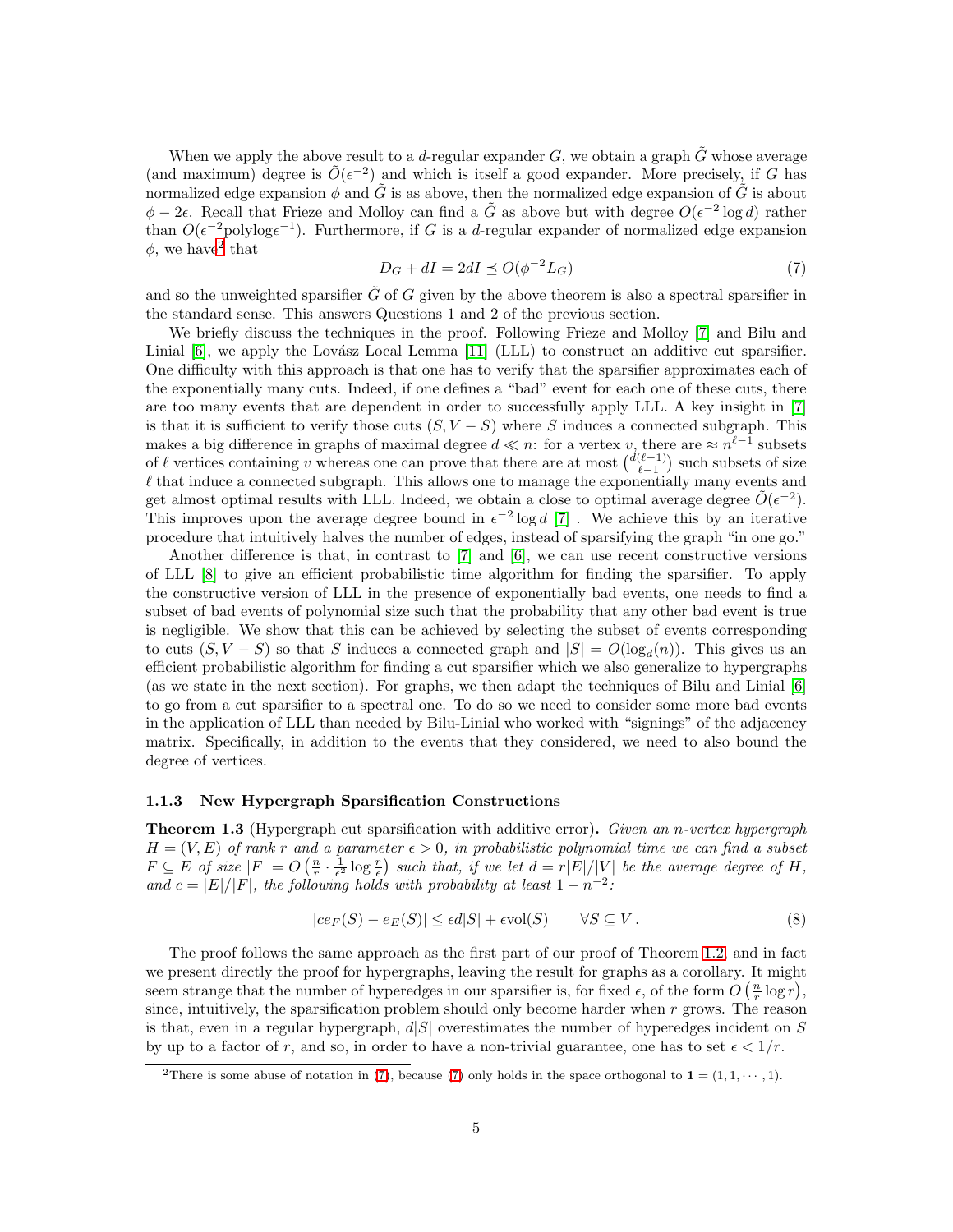When we apply the above result to a $d$-regular expander $G$, we obtain a graph $\tilde{G}$ whose average (and maximum) degree is $\tilde{O}(\epsilon^{-2})$ and which is itself a good expander. More precisely, if $G$ has normalized edge expansion $\phi$ and $\tilde{G}$ is as above, then the normalized edge expansion of $\tilde{G}$ is about $\phi - 2\epsilon$. Recall that Frieze and Molloy can find a $\tilde{G}$ as above but with degree $O(\epsilon^{-2}\log d)$ rather than $O(\epsilon^{-2}\text{polylog}\epsilon^{-1})$. Furthermore, if $G$ is a $d$-regular expander of normalized edge expansion $\phi$, we have[2] that

$$D_G + dI = 2dI \preceq O(\phi^{-2} L_G) \tag{7}$$

and so the unweighted sparsifier $\tilde{G}$ of $G$ given by the above theorem is also a spectral sparsifier in the standard sense. This answers Questions 1 and 2 of the previous section.

We briefly discuss the techniques in the proof. Following Frieze and Molloy [7] and Bilu and Linial [6], we apply the Lovász Local Lemma [11] (LLL) to construct an additive cut sparsifier. One difficulty with this approach is that one has to verify that the sparsifier approximates each of the exponentially many cuts. Indeed, if one defines a "bad" event for each one of these cuts, there are too many events that are dependent in order to successfully apply LLL. A key insight in [7] is that it is sufficient to verify those cuts $(S, V - S)$ where $S$ induces a connected subgraph. This makes a big difference in graphs of maximal degree $d \ll n$: for a vertex $v$, there are $\approx n^{\ell-1}$ subsets of $\ell$ vertices containing $v$ whereas one can prove that there are at most $\binom{d(\ell-1)}{\ell-1}$ such subsets of size $\ell$ that induce a connected subgraph. This allows one to manage the exponentially many events and get almost optimal results with LLL. Indeed, we obtain a close to optimal average degree $\tilde{O}(\epsilon^{-2})$. This improves upon the average degree bound in $\epsilon^{-2}\log d$ [7] . We achieve this by an iterative procedure that intuitively halves the number of edges, instead of sparsifying the graph "in one go."

Another difference is that, in contrast to [7] and [6], we can use recent constructive versions of LLL [8] to give an efficient probabilistic time algorithm for finding the sparsifier. To apply the constructive version of LLL in the presence of exponentially bad events, one needs to find a subset of bad events of polynomial size such that the probability that any other bad event is true is negligible. We show that this can be achieved by selecting the subset of events corresponding to cuts $(S, V - S)$ so that $S$ induces a connected graph and $|S| = O(\log_d(n))$. This gives us an efficient probabilistic algorithm for finding a cut sparsifier which we also generalize to hypergraphs (as we state in the next section). For graphs, we then adapt the techniques of Bilu and Linial [6] to go from a cut sparsifier to a spectral one. To do so we need to consider some more bad events in the application of LLL than needed by Bilu-Linial who worked with "signings" of the adjacency matrix. Specifically, in addition to the events that they considered, we need to also bound the degree of vertices.

### 1.1.3 New Hypergraph Sparsification Constructions

**Theorem 1.3** (Hypergraph cut sparsification with additive error)**.** *Given an $n$-vertex hypergraph $H = (V, E)$ of rank $r$ and a parameter $\epsilon > 0$, in probabilistic polynomial time we can find a subset $F \subseteq E$ of size $|F| = O\left(\frac{n}{r} \cdot \frac{1}{\epsilon^2}\log\frac{r}{\epsilon}\right)$ such that, if we let $d = r|E|/|V|$ be the average degree of $H$, and $c = |E|/|F|$, the following holds with probability at least $1 - n^{-2}$:*

$$|ce_F(S) - e_E(S)| \leq \epsilon d|S| + \epsilon \text{vol}(S) \qquad \forall S \subseteq V\,. \tag{8}$$

The proof follows the same approach as the first part of our proof of Theorem 1.2, and in fact we present directly the proof for hypergraphs, leaving the result for graphs as a corollary. It might seem strange that the number of hyperedges in our sparsifier is, for fixed $\epsilon$, of the form $O\left(\frac{n}{r}\log r\right)$, since, intuitively, the sparsification problem should only become harder when $r$ grows. The reason is that, even in a regular hypergraph, $d|S|$ overestimates the number of hyperedges incident on $S$ by up to a factor of $r$, and so, in order to have a non-trivial guarantee, one has to set $\epsilon < 1/r$.

[2] There is some abuse of notation in (7), because (7) only holds in the space orthogonal to $\mathbf{1} = (1, 1, \cdots, 1)$.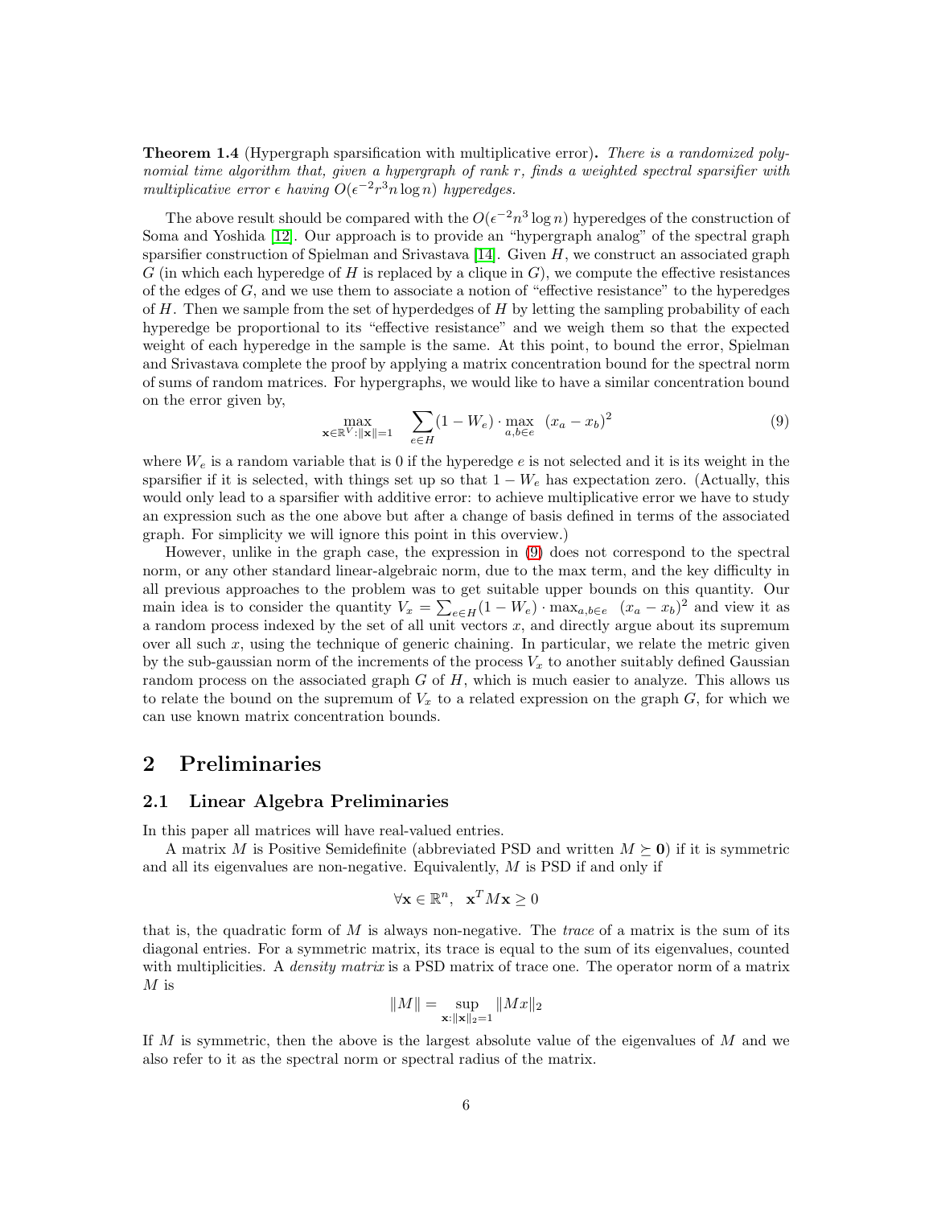**Theorem 1.4** (Hypergraph sparsification with multiplicative error)**.** *There is a randomized polynomial time algorithm that, given a hypergraph of rank $r$, finds a weighted spectral sparsifier with multiplicative error $\epsilon$ having $O(\epsilon^{-2}r^3 n \log n)$ hyperedges.*

The above result should be compared with the $O(\epsilon^{-2}n^3 \log n)$ hyperedges of the construction of Soma and Yoshida [12]. Our approach is to provide an "hypergraph analog" of the spectral graph sparsifier construction of Spielman and Srivastava [14]. Given $H$, we construct an associated graph $G$ (in which each hyperedge of $H$ is replaced by a clique in $G$), we compute the effective resistances of the edges of $G$, and we use them to associate a notion of "effective resistance" to the hyperedges of $H$. Then we sample from the set of hyperdedges of $H$ by letting the sampling probability of each hyperedge be proportional to its "effective resistance" and we weigh them so that the expected weight of each hyperedge in the sample is the same. At this point, to bound the error, Spielman and Srivastava complete the proof by applying a matrix concentration bound for the spectral norm of sums of random matrices. For hypergraphs, we would like to have a similar concentration bound on the error given by,

$$\max_{\mathbf{x} \in \mathbb{R}^V : \|\mathbf{x}\|=1} \quad \sum_{e \in H} (1 - W_e) \cdot \max_{a,b \in e} \ (x_a - x_b)^2 \tag{9}$$

where $W_e$ is a random variable that is 0 if the hyperedge $e$ is not selected and it is its weight in the sparsifier if it is selected, with things set up so that $1 - W_e$ has expectation zero. (Actually, this would only lead to a sparsifier with additive error: to achieve multiplicative error we have to study an expression such as the one above but after a change of basis defined in terms of the associated graph. For simplicity we will ignore this point in this overview.)

However, unlike in the graph case, the expression in (9) does not correspond to the spectral norm, or any other standard linear-algebraic norm, due to the max term, and the key difficulty in all previous approaches to the problem was to get suitable upper bounds on this quantity. Our main idea is to consider the quantity $V_x = \sum_{e \in H}(1 - W_e) \cdot \max_{a,b \in e} \ (x_a - x_b)^2$ and view it as a random process indexed by the set of all unit vectors $x$, and directly argue about its supremum over all such $x$, using the technique of generic chaining. In particular, we relate the metric given by the sub-gaussian norm of the increments of the process $V_x$ to another suitably defined Gaussian random process on the associated graph $G$ of $H$, which is much easier to analyze. This allows us to relate the bound on the supremum of $V_x$ to a related expression on the graph $G$, for which we can use known matrix concentration bounds.

# 2 Preliminaries

## 2.1 Linear Algebra Preliminaries

In this paper all matrices will have real-valued entries.

A matrix $M$ is Positive Semidefinite (abbreviated PSD and written $M \succeq \mathbf{0}$) if it is symmetric and all its eigenvalues are non-negative. Equivalently, $M$ is PSD if and only if

$$\forall \mathbf{x} \in \mathbb{R}^n, \quad \mathbf{x}^T M \mathbf{x} \geq 0$$

that is, the quadratic form of $M$ is always non-negative. The *trace* of a matrix is the sum of its diagonal entries. For a symmetric matrix, its trace is equal to the sum of its eigenvalues, counted with multiplicities. A *density matrix* is a PSD matrix of trace one. The operator norm of a matrix $M$ is

$$\|M\| = \sup_{\mathbf{x}:\|\mathbf{x}\|_2=1} \|Mx\|_2$$

If $M$ is symmetric, then the above is the largest absolute value of the eigenvalues of $M$ and we also refer to it as the spectral norm or spectral radius of the matrix.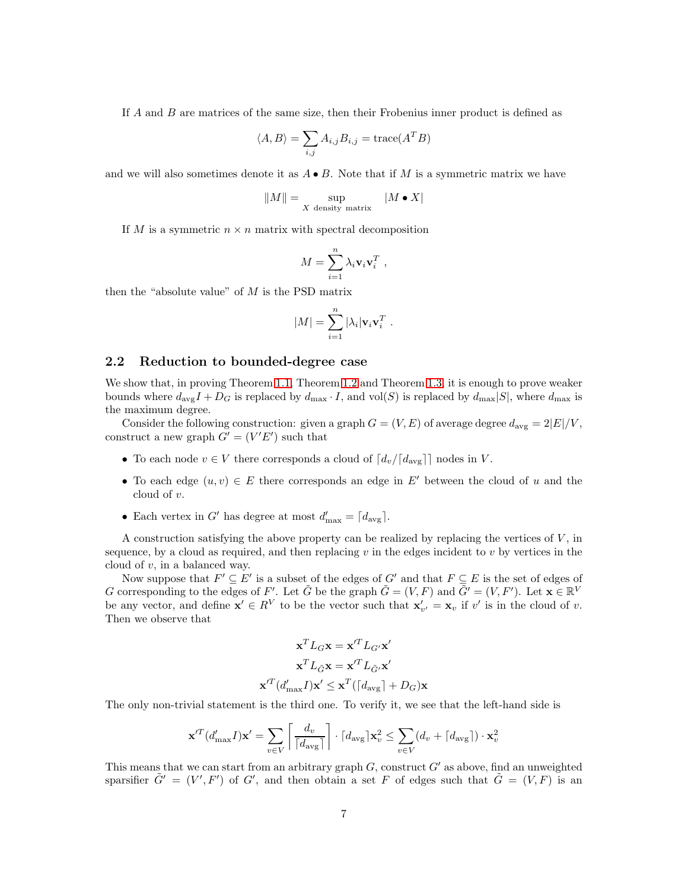If $A$ and $B$ are matrices of the same size, then their Frobenius inner product is defined as

$$\langle A, B\rangle = \sum_{i,j} A_{i,j} B_{i,j} = \text{trace}(A^T B)$$

and we will also sometimes denote it as $A \bullet B$. Note that if $M$ is a symmetric matrix we have

$$\|M\| = \sup_{X \text{ density matrix}} |M \bullet X|$$

If $M$ is a symmetric $n \times n$ matrix with spectral decomposition

$$M = \sum_{i=1}^{n} \lambda_i \mathbf{v}_i \mathbf{v}_i^T \ ,$$

then the "absolute value" of $M$ is the PSD matrix

$$|M| = \sum_{i=1}^{n} |\lambda_i| \mathbf{v}_i \mathbf{v}_i^T \ .$$

## 2.2 Reduction to bounded-degree case

We show that, in proving Theorem 1.1, Theorem 1.2 and Theorem 1.3, it is enough to prove weaker bounds where $d_{\text{avg}} I + D_G$ is replaced by $d_{\max} \cdot I$, and $\text{vol}(S)$ is replaced by $d_{\max}|S|$, where $d_{\max}$ is the maximum degree.

Consider the following construction: given a graph $G = (V, E)$ of average degree $d_{\text{avg}} = 2|E|/V$, construct a new graph $G' = (V'E')$ such that

- To each node $v \in V$ there corresponds a cloud of $\lceil d_v / \lceil d_{\text{avg}} \rceil \rceil$ nodes in $V$.
- To each edge $(u, v) \in E$ there corresponds an edge in $E'$ between the cloud of $u$ and the cloud of $v$.
- Each vertex in $G'$ has degree at most $d'_{\max} = \lceil d_{\text{avg}} \rceil$.

A construction satisfying the above property can be realized by replacing the vertices of $V$, in sequence, by a cloud as required, and then replacing $v$ in the edges incident to $v$ by vertices in the cloud of $v$, in a balanced way.

Now suppose that $F' \subseteq E'$ is a subset of the edges of $G'$ and that $F \subseteq E$ is the set of edges of $G$ corresponding to the edges of $F'$. Let $\tilde{G}$ be the graph $\tilde{G} = (V, F)$ and $\tilde{G}' = (V, F')$. Let $\mathbf{x} \in \mathbb{R}^V$ be any vector, and define $\mathbf{x}' \in R^V$ to be the vector such that $\mathbf{x}'_{v'} = \mathbf{x}_v$ if $v'$ is in the cloud of $v$. Then we observe that

$$\mathbf{x}^T L_G \mathbf{x} = \mathbf{x}'^T L_{G'} \mathbf{x}'$$

$$\mathbf{x}^T L_{\tilde{G}} \mathbf{x} = \mathbf{x}'^T L_{\tilde{G}'} \mathbf{x}'$$

$$\mathbf{x}'^T (d'_{\max} I) \mathbf{x}' \le \mathbf{x}^T (\lceil d_{\text{avg}} \rceil + D_G) \mathbf{x}$$

The only non-trivial statement is the third one. To verify it, we see that the left-hand side is

$$\mathbf{x}'^T (d'_{\max} I) \mathbf{x}' = \sum_{v \in V} \left\lceil \frac{d_v}{\lceil d_{\text{avg}} \rceil} \right\rceil \cdot \lceil d_{\text{avg}} \rceil \mathbf{x}_v^2 \le \sum_{v \in V} (d_v + \lceil d_{\text{avg}} \rceil) \cdot \mathbf{x}_v^2$$

This means that we can start from an arbitrary graph $G$, construct $G'$ as above, find an unweighted sparsifier $\tilde{G}' = (V', F')$ of $G'$, and then obtain a set $F$ of edges such that $\tilde{G} = (V, F)$ is an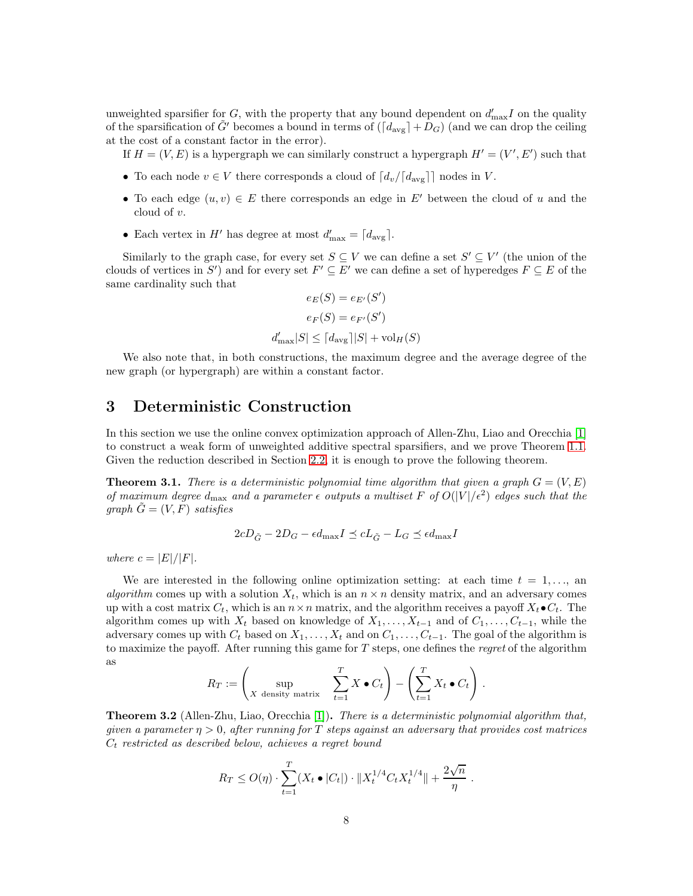unweighted sparsifier for $G$, with the property that any bound dependent on $d'_{\max} I$ on the quality of the sparsification of $\tilde{G}'$ becomes a bound in terms of $(\lceil d_{\text{avg}} \rceil + D_G)$ (and we can drop the ceiling at the cost of a constant factor in the error).

If $H = (V, E)$ is a hypergraph we can similarly construct a hypergraph $H' = (V', E')$ such that

- To each node $v \in V$ there corresponds a cloud of $\lceil d_v / \lceil d_{\text{avg}} \rceil \rceil$ nodes in $V$.
- To each edge $(u, v) \in E$ there corresponds an edge in $E'$ between the cloud of $u$ and the cloud of $v$.
- Each vertex in $H'$ has degree at most $d'_{\max} = \lceil d_{\text{avg}} \rceil$.

Similarly to the graph case, for every set $S \subseteq V$ we can define a set $S' \subseteq V'$ (the union of the clouds of vertices in $S'$) and for every set $F' \subseteq E'$ we can define a set of hyperedges $F \subseteq E$ of the same cardinality such that

$$
\begin{aligned}
e_E(S) &= e_{E'}(S') \\
e_F(S) &= e_{F'}(S') \\
d'_{\max}|S| &\leq \lceil d_{\text{avg}} \rceil |S| + \text{vol}_H(S)
\end{aligned}
$$

We also note that, in both constructions, the maximum degree and the average degree of the new graph (or hypergraph) are within a constant factor.

# 3 Deterministic Construction

In this section we use the online convex optimization approach of Allen-Zhu, Liao and Orecchia [1] to construct a weak form of unweighted additive spectral sparsifiers, and we prove Theorem 1.1. Given the reduction described in Section 2.2, it is enough to prove the following theorem.

**Theorem 3.1.** *There is a deterministic polynomial time algorithm that given a graph $G = (V, E)$ of maximum degree $d_{\max}$ and a parameter $\epsilon$ outputs a multiset $F$ of $O(|V|/\epsilon^2)$ edges such that the graph $\tilde{G} = (V, F)$ satisfies*

$$
2cD_{\tilde{G}} - 2D_G - \epsilon d_{\max} I \preceq cL_{\tilde{G}} - L_G \preceq \epsilon d_{\max} I
$$

*where $c = |E|/|F|$.*

We are interested in the following online optimization setting: at each time $t = 1, \ldots,$ an *algorithm* comes up with a solution $X_t$, which is an $n \times n$ density matrix, and an adversary comes up with a cost matrix $C_t$, which is an $n \times n$ matrix, and the algorithm receives a payoff $X_t \bullet C_t$. The algorithm comes up with $X_t$ based on knowledge of $X_1, \ldots, X_{t-1}$ and of $C_1, \ldots, C_{t-1}$, while the adversary comes up with $C_t$ based on $X_1, \ldots, X_t$ and on $C_1, \ldots, C_{t-1}$. The goal of the algorithm is to maximize the payoff. After running this game for $T$ steps, one defines the *regret* of the algorithm as

$$
R_T := \left( \sup_{X \text{ density matrix}} \sum_{t=1}^{T} X \bullet C_t \right) - \left( \sum_{t=1}^{T} X_t \bullet C_t \right) .
$$

**Theorem 3.2** (Allen-Zhu, Liao, Orecchia [1])**.** *There is a deterministic polynomial algorithm that, given a parameter $\eta > 0$, after running for $T$ steps against an adversary that provides cost matrices $C_t$ restricted as described below, achieves a regret bound*

$$
R_T \leq O(\eta) \cdot \sum_{t=1}^{T} (X_t \bullet |C_t|) \cdot \| X_t^{1/4} C_t X_t^{1/4} \| + \frac{2\sqrt{n}}{\eta} .
$$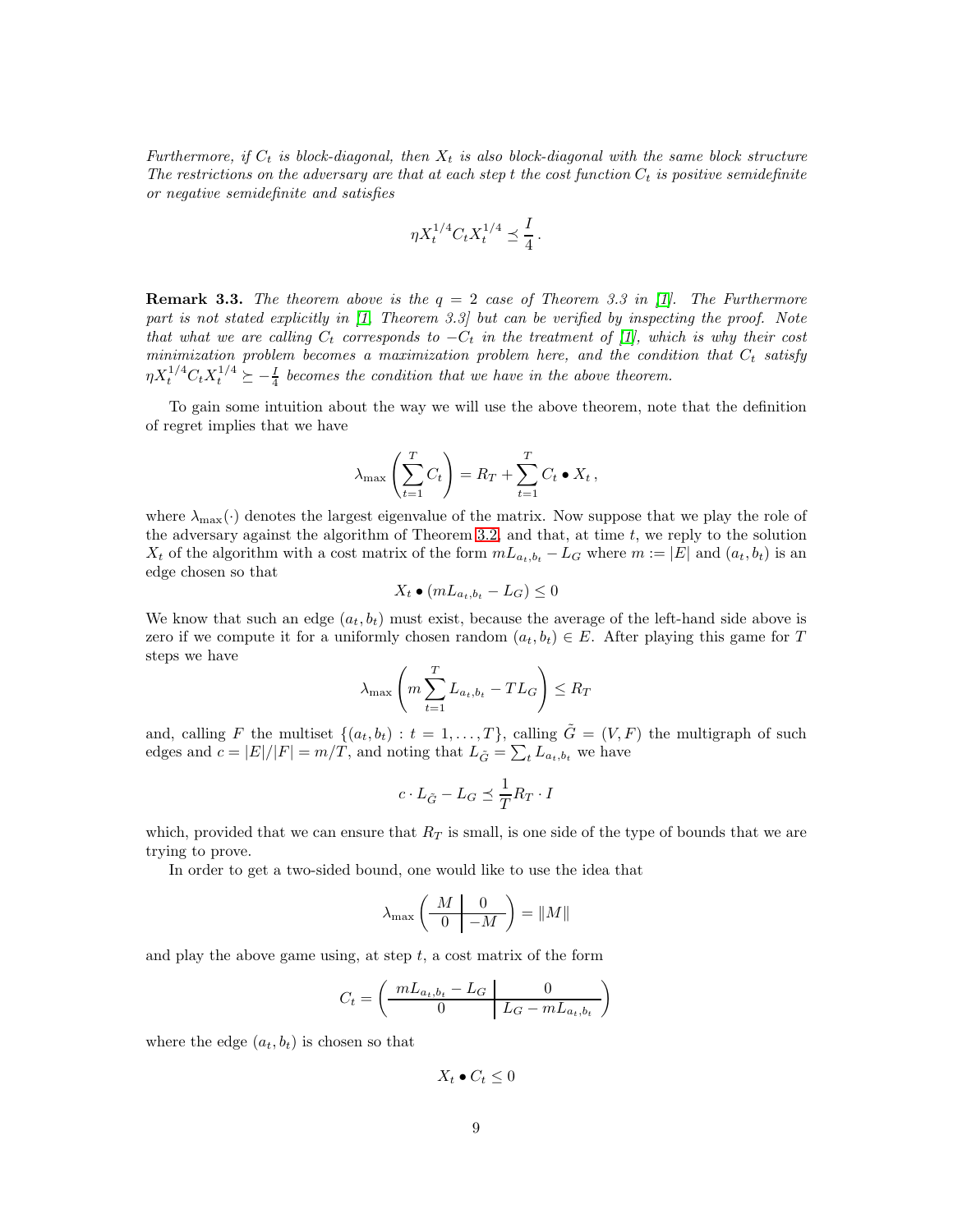*Furthermore, if $C_t$ is block-diagonal, then $X_t$ is also block-diagonal with the same block structure The restrictions on the adversary are that at each step $t$ the cost function $C_t$ is positive semidefinite or negative semidefinite and satisfies*

$$\eta X_t^{1/4} C_t X_t^{1/4} \preceq \frac{I}{4}\,.$$

**Remark 3.3.** *The theorem above is the $q = 2$ case of Theorem 3.3 in [1]. The Furthermore part is not stated explicitly in [1, Theorem 3.3] but can be verified by inspecting the proof. Note that what we are calling $C_t$ corresponds to $-C_t$ in the treatment of [1], which is why their cost minimization problem becomes a maximization problem here, and the condition that $C_t$ satisfy $\eta X_t^{1/4} C_t X_t^{1/4} \succeq -\frac{I}{4}$ becomes the condition that we have in the above theorem.*

To gain some intuition about the way we will use the above theorem, note that the definition of regret implies that we have

$$\lambda_{\max}\left(\sum_{t=1}^{T} C_t\right) = R_T + \sum_{t=1}^{T} C_t \bullet X_t\,,$$

where $\lambda_{\max}(\cdot)$ denotes the largest eigenvalue of the matrix. Now suppose that we play the role of the adversary against the algorithm of Theorem 3.2, and that, at time $t$, we reply to the solution $X_t$ of the algorithm with a cost matrix of the form $mL_{a_t,b_t} - L_G$ where $m := |E|$ and $(a_t, b_t)$ is an edge chosen so that

$$X_t \bullet (mL_{a_t,b_t} - L_G) \leq 0$$

We know that such an edge $(a_t, b_t)$ must exist, because the average of the left-hand side above is zero if we compute it for a uniformly chosen random $(a_t, b_t) \in E$. After playing this game for $T$ steps we have

$$\lambda_{\max}\left(m\sum_{t=1}^{T} L_{a_t,b_t} - TL_G\right) \leq R_T$$

and, calling $F$ the multiset $\{(a_t, b_t) : t = 1, \ldots, T\}$, calling $\tilde{G} = (V, F)$ the multigraph of such edges and $c = |E|/|F| = m/T$, and noting that $L_{\tilde{G}} = \sum_t L_{a_t,b_t}$ we have

$$c \cdot L_{\tilde{G}} - L_G \preceq \frac{1}{T} R_T \cdot I$$

which, provided that we can ensure that $R_T$ is small, is one side of the type of bounds that we are trying to prove.

In order to get a two-sided bound, one would like to use the idea that

$$\lambda_{\max}\left(\begin{array}{c|c} M & 0 \\ \hline 0 & -M \end{array}\right) = \|M\|$$

and play the above game using, at step $t$, a cost matrix of the form

$$C_t = \left(\begin{array}{c|c} mL_{a_t,b_t} - L_G & 0 \\ \hline 0 & L_G - mL_{a_t,b_t} \end{array}\right)$$

where the edge $(a_t, b_t)$ is chosen so that

$$X_t \bullet C_t \leq 0$$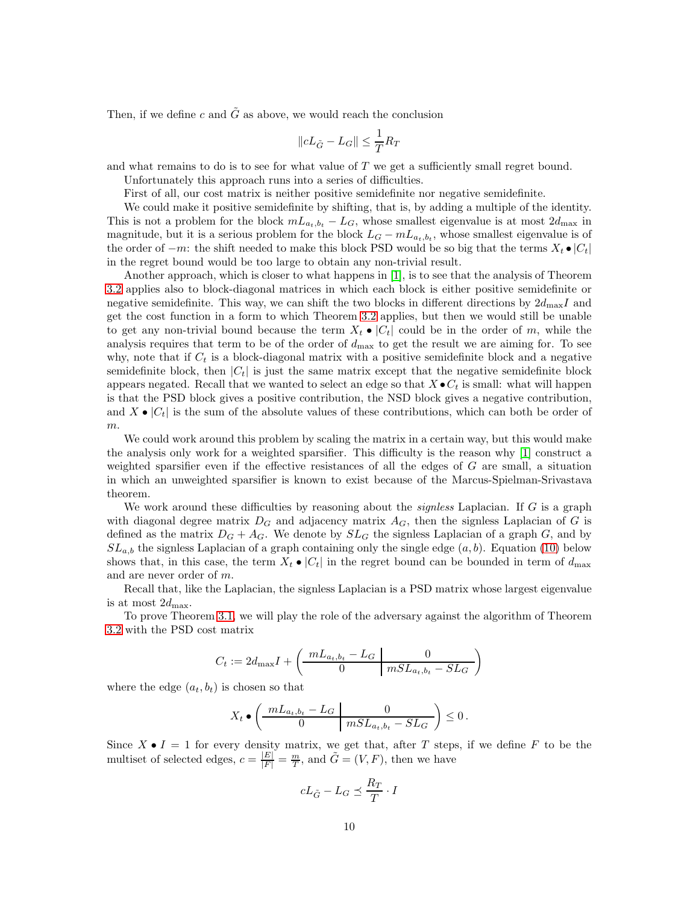Then, if we define $c$ and $\tilde{G}$ as above, we would reach the conclusion

$$\|cL_{\tilde{G}} - L_G\| \leq \frac{1}{T} R_T$$

and what remains to do is to see for what value of $T$ we get a sufficiently small regret bound.

Unfortunately this approach runs into a series of difficulties.

First of all, our cost matrix is neither positive semidefinite nor negative semidefinite.

We could make it positive semidefinite by shifting, that is, by adding a multiple of the identity. This is not a problem for the block $mL_{a_t,b_t} - L_G$, whose smallest eigenvalue is at most $2d_{\max}$ in magnitude, but it is a serious problem for the block $L_G - mL_{a_t,b_t}$, whose smallest eigenvalue is of the order of $-m$: the shift needed to make this block PSD would be so big that the terms $X_t \bullet |C_t|$ in the regret bound would be too large to obtain any non-trivial result.

Another approach, which is closer to what happens in [1], is to see that the analysis of Theorem 3.2 applies also to block-diagonal matrices in which each block is either positive semidefinite or negative semidefinite. This way, we can shift the two blocks in different directions by $2d_{\max} I$ and get the cost function in a form to which Theorem 3.2 applies, but then we would still be unable to get any non-trivial bound because the term $X_t \bullet |C_t|$ could be in the order of $m$, while the analysis requires that term to be of the order of $d_{\max}$ to get the result we are aiming for. To see why, note that if $C_t$ is a block-diagonal matrix with a positive semidefinite block and a negative semidefinite block, then $|C_t|$ is just the same matrix except that the negative semidefinite block appears negated. Recall that we wanted to select an edge so that $X \bullet C_t$ is small: what will happen is that the PSD block gives a positive contribution, the NSD block gives a negative contribution, and $X \bullet |C_t|$ is the sum of the absolute values of these contributions, which can both be order of $m$.

We could work around this problem by scaling the matrix in a certain way, but this would make the analysis only work for a weighted sparsifier. This difficulty is the reason why [1] construct a weighted sparsifier even if the effective resistances of all the edges of $G$ are small, a situation in which an unweighted sparsifier is known to exist because of the Marcus-Spielman-Srivastava theorem.

We work around these difficulties by reasoning about the *signless* Laplacian. If $G$ is a graph with diagonal degree matrix $D_G$ and adjacency matrix $A_G$, then the signless Laplacian of $G$ is defined as the matrix $D_G + A_G$. We denote by $SL_G$ the signless Laplacian of a graph $G$, and by $SL_{a,b}$ the signless Laplacian of a graph containing only the single edge $(a, b)$. Equation (10) below shows that, in this case, the term $X_t \bullet |C_t|$ in the regret bound can be bounded in term of $d_{\max}$ and are never order of $m$.

Recall that, like the Laplacian, the signless Laplacian is a PSD matrix whose largest eigenvalue is at most $2d_{\max}$.

To prove Theorem 3.1, we will play the role of the adversary against the algorithm of Theorem 3.2 with the PSD cost matrix

$$C_t := 2d_{\max} I + \left( \begin{array}{c|c} mL_{a_t,b_t} - L_G & 0 \\ \hline 0 & mSL_{a_t,b_t} - SL_G \end{array} \right)$$

where the edge $(a_t, b_t)$ is chosen so that

$$X_t \bullet \left( \begin{array}{c|c} mL_{a_t,b_t} - L_G & 0 \\ \hline 0 & mSL_{a_t,b_t} - SL_G \end{array} \right) \leq 0 \,.$$

Since $X \bullet I = 1$ for every density matrix, we get that, after $T$ steps, if we define $F$ to be the multiset of selected edges, $c = \frac{|E|}{|F|} = \frac{m}{T}$, and $\tilde{G} = (V, F)$, then we have

$$cL_{\tilde{G}} - L_G \preceq \frac{R_T}{T} \cdot I$$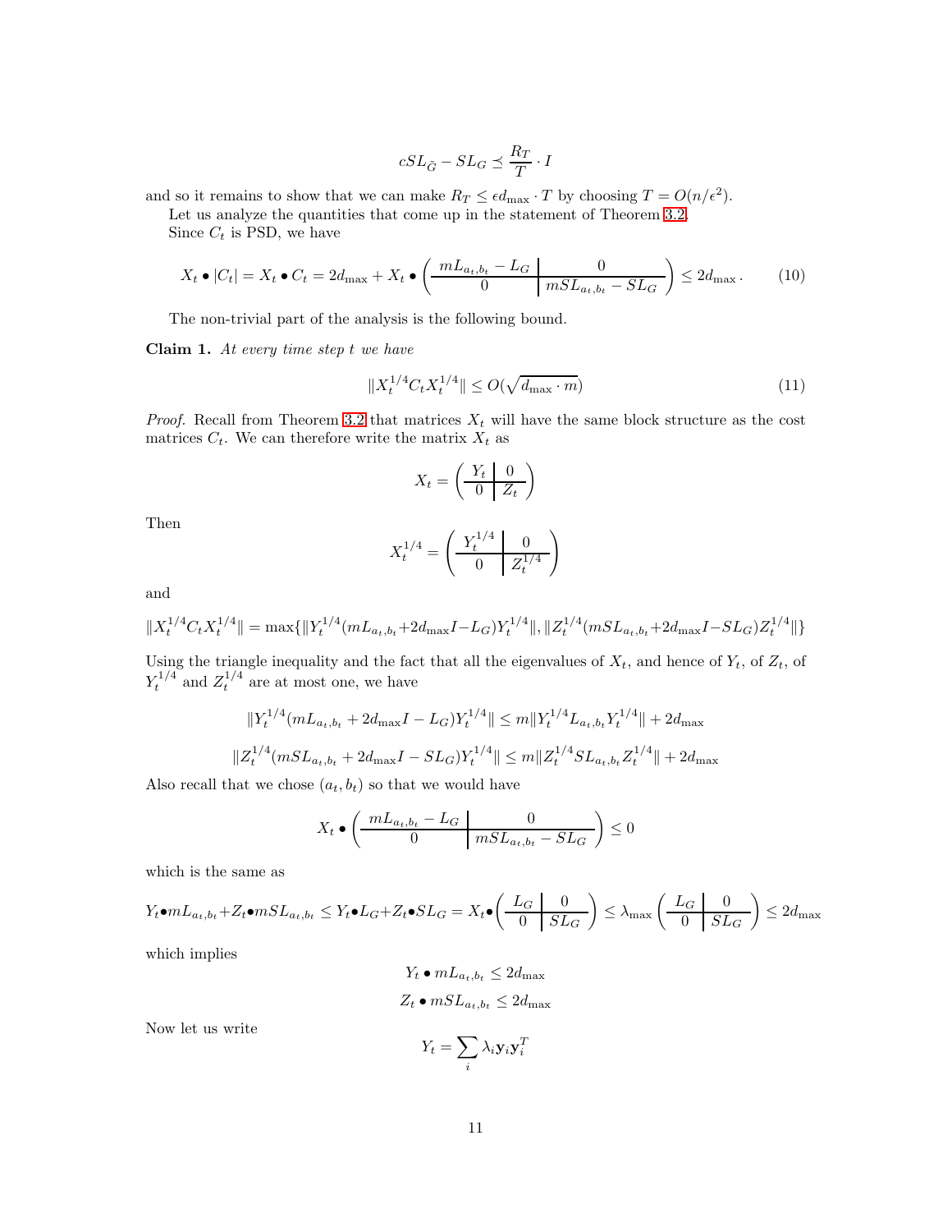$$cSL_{\tilde{G}} - SL_G \preceq \frac{R_T}{T} \cdot I$$

and so it remains to show that we can make $R_T \leq \epsilon d_{\max} \cdot T$ by choosing $T = O(n/\epsilon^2)$.

Let us analyze the quantities that come up in the statement of Theorem 3.2.

Since $C_t$ is PSD, we have

$$X_t \bullet |C_t| = X_t \bullet C_t = 2d_{\max} + X_t \bullet \left( \begin{array}{c|c} mL_{a_t,b_t} - L_G & 0 \\ \hline 0 & mSL_{a_t,b_t} - SL_G \end{array} \right) \leq 2d_{\max} \,. \tag{10}$$

The non-trivial part of the analysis is the following bound.

**Claim 1.** *At every time step $t$ we have*

$$\| X_t^{1/4} C_t X_t^{1/4} \| \leq O(\sqrt{d_{\max} \cdot m}) \tag{11}$$

*Proof.* Recall from Theorem 3.2 that matrices $X_t$ will have the same block structure as the cost matrices $C_t$. We can therefore write the matrix $X_t$ as

$$X_t = \left( \begin{array}{c|c} Y_t & 0 \\ \hline 0 & Z_t \end{array} \right)$$

Then

$$X_t^{1/4} = \left( \begin{array}{c|c} Y_t^{1/4} & 0 \\ \hline 0 & Z_t^{1/4} \end{array} \right)$$

and

$$\| X_t^{1/4} C_t X_t^{1/4} \| = \max \{ \| Y_t^{1/4} (mL_{a_t,b_t} + 2d_{\max} I - L_G) Y_t^{1/4} \|, \| Z_t^{1/4} (mSL_{a_t,b_t} + 2d_{\max} I - SL_G) Z_t^{1/4} \| \}$$

Using the triangle inequality and the fact that all the eigenvalues of $X_t$, and hence of $Y_t$, of $Z_t$, of $Y_t^{1/4}$ and $Z_t^{1/4}$ are at most one, we have

$$\| Y_t^{1/4} (mL_{a_t,b_t} + 2d_{\max} I - L_G) Y_t^{1/4} \| \leq m \| Y_t^{1/4} L_{a_t,b_t} Y_t^{1/4} \| + 2d_{\max}$$

$$\| Z_t^{1/4} (mSL_{a_t,b_t} + 2d_{\max} I - SL_G) Y_t^{1/4} \| \leq m \| Z_t^{1/4} SL_{a_t,b_t} Z_t^{1/4} \| + 2d_{\max}$$

Also recall that we chose $(a_t, b_t)$ so that we would have

$$X_t \bullet \left( \begin{array}{c|c} mL_{a_t,b_t} - L_G & 0 \\ \hline 0 & mSL_{a_t,b_t} - SL_G \end{array} \right) \leq 0$$

which is the same as

$$Y_t \bullet mL_{a_t,b_t} + Z_t \bullet mSL_{a_t,b_t} \leq Y_t \bullet L_G + Z_t \bullet SL_G = X_t \bullet \left( \begin{array}{c|c} L_G & 0 \\ \hline 0 & SL_G \end{array} \right) \leq \lambda_{\max} \left( \begin{array}{c|c} L_G & 0 \\ \hline 0 & SL_G \end{array} \right) \leq 2d_{\max}$$

which implies

$$Y_t \bullet mL_{a_t,b_t} \leq 2d_{\max}$$

$$Z_t \bullet mSL_{a_t,b_t} \leq 2d_{\max}$$

Now let us write

$$Y_t = \sum_i \lambda_i \mathbf{y}_i \mathbf{y}_i^T$$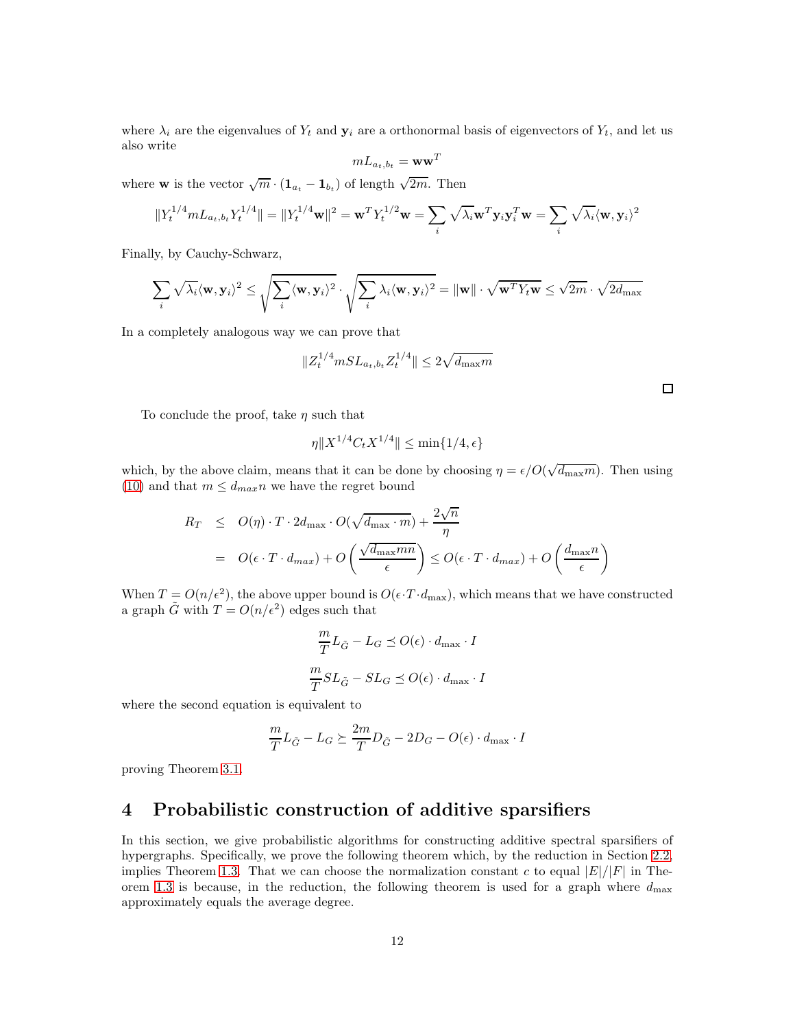where $\lambda_i$ are the eigenvalues of $Y_t$ and $\mathbf{y}_i$ are a orthonormal basis of eigenvectors of $Y_t$, and let us also write

$$mL_{a_t,b_t} = \mathbf{w}\mathbf{w}^T$$

where $\mathbf{w}$ is the vector $\sqrt{m} \cdot (\mathbf{1}_{a_t} - \mathbf{1}_{b_t})$ of length $\sqrt{2m}$. Then

$$\|Y_t^{1/4} mL_{a_t,b_t} Y_t^{1/4}\| = \|Y_t^{1/4}\mathbf{w}\|^2 = \mathbf{w}^T Y_t^{1/2}\mathbf{w} = \sum_i \sqrt{\lambda_i}\mathbf{w}^T\mathbf{y}_i\mathbf{y}_i^T\mathbf{w} = \sum_i \sqrt{\lambda_i}\langle \mathbf{w}, \mathbf{y}_i\rangle^2$$

Finally, by Cauchy-Schwarz,

$$\sum_i \sqrt{\lambda_i}\langle \mathbf{w}, \mathbf{y}_i\rangle^2 \le \sqrt{\sum_i \langle \mathbf{w}, \mathbf{y}_i\rangle^2} \cdot \sqrt{\sum_i \lambda_i \langle \mathbf{w}, \mathbf{y}_i\rangle^2} = \|\mathbf{w}\| \cdot \sqrt{\mathbf{w}^T Y_t \mathbf{w}} \le \sqrt{2m} \cdot \sqrt{2d_{\max}}$$

In a completely analogous way we can prove that

$$\|Z_t^{1/4} mSL_{a_t,b_t} Z_t^{1/4}\| \le 2\sqrt{d_{\max} m}$$

□

To conclude the proof, take $\eta$ such that

$$\eta \|X^{1/4} C_t X^{1/4}\| \le \min\{1/4, \epsilon\}$$

which, by the above claim, means that it can be done by choosing $\eta = \epsilon / O(\sqrt{d_{\max} m})$. Then using (10) and that $m \le d_{max} n$ we have the regret bound

$$\begin{aligned}
R_T &\le O(\eta) \cdot T \cdot 2d_{\max} \cdot O(\sqrt{d_{\max} \cdot m}) + \frac{2\sqrt{n}}{\eta} \\
&= O(\epsilon \cdot T \cdot d_{max}) + O\left(\frac{\sqrt{d_{\max} mn}}{\epsilon}\right) \le O(\epsilon \cdot T \cdot d_{max}) + O\left(\frac{d_{\max} n}{\epsilon}\right)
\end{aligned}$$

When $T = O(n/\epsilon^2)$, the above upper bound is $O(\epsilon \cdot T \cdot d_{\max})$, which means that we have constructed a graph $\tilde{G}$ with $T = O(n/\epsilon^2)$ edges such that

$$\frac{m}{T} L_{\tilde{G}} - L_G \preceq O(\epsilon) \cdot d_{\max} \cdot I$$

$$\frac{m}{T} SL_{\tilde{G}} - SL_G \preceq O(\epsilon) \cdot d_{\max} \cdot I$$

where the second equation is equivalent to

$$\frac{m}{T} L_{\tilde{G}} - L_G \succeq \frac{2m}{T} D_{\tilde{G}} - 2D_G - O(\epsilon) \cdot d_{\max} \cdot I$$

proving Theorem 3.1.

# 4 Probabilistic construction of additive sparsifiers

In this section, we give probabilistic algorithms for constructing additive spectral sparsifiers of hypergraphs. Specifically, we prove the following theorem which, by the reduction in Section 2.2, implies Theorem 1.3. That we can choose the normalization constant $c$ to equal $|E|/|F|$ in Theorem 1.3 is because, in the reduction, the following theorem is used for a graph where $d_{\max}$ approximately equals the average degree.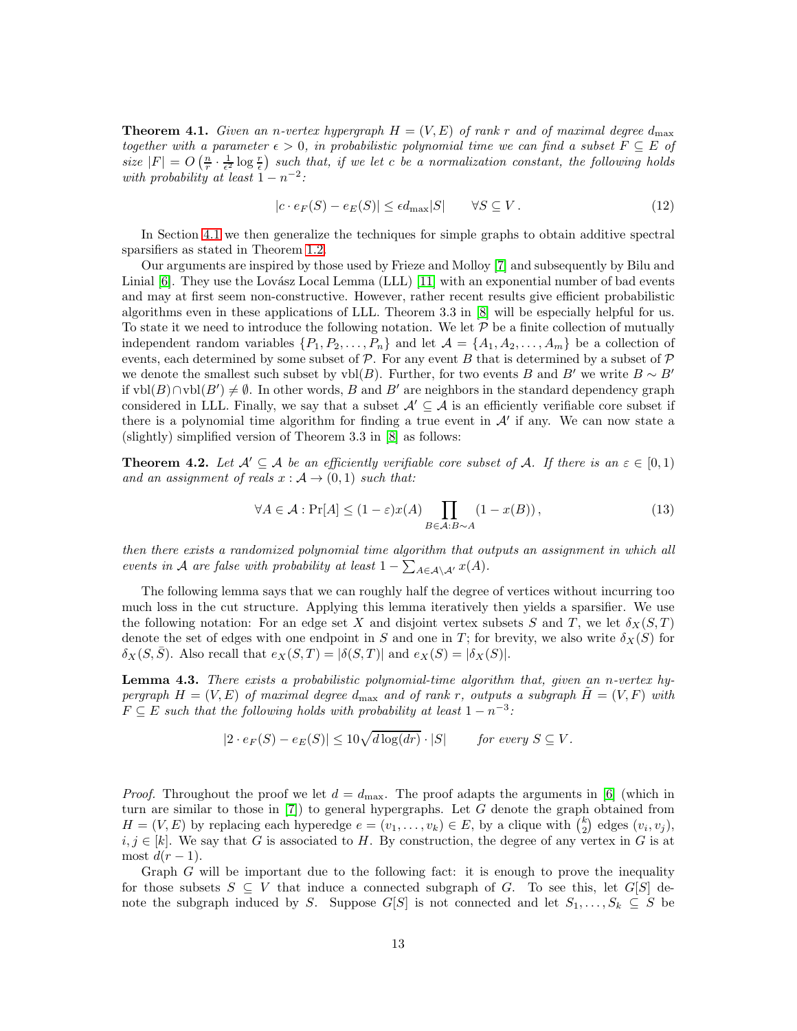**Theorem 4.1.** *Given an $n$-vertex hypergraph $H = (V, E)$ of rank $r$ and of maximal degree $d_{\max}$ together with a parameter $\epsilon > 0$, in probabilistic polynomial time we can find a subset $F \subseteq E$ of size $|F| = O\left(\frac{n}{r} \cdot \frac{1}{\epsilon^2} \log \frac{r}{\epsilon}\right)$ such that, if we let $c$ be a normalization constant, the following holds with probability at least $1 - n^{-2}$:*

$$|c \cdot e_F(S) - e_E(S)| \leq \epsilon d_{\max}|S| \qquad \forall S \subseteq V\,. \tag{12}$$

In Section 4.1 we then generalize the techniques for simple graphs to obtain additive spectral sparsifiers as stated in Theorem 1.2.

Our arguments are inspired by those used by Frieze and Molloy [7] and subsequently by Bilu and Linial [6]. They use the Lovász Local Lemma (LLL) [11] with an exponential number of bad events and may at first seem non-constructive. However, rather recent results give efficient probabilistic algorithms even in these applications of LLL. Theorem 3.3 in [8] will be especially helpful for us. To state it we need to introduce the following notation. We let $\mathcal{P}$ be a finite collection of mutually independent random variables $\{P_1, P_2, \ldots, P_n\}$ and let $\mathcal{A} = \{A_1, A_2, \ldots, A_m\}$ be a collection of events, each determined by some subset of $\mathcal{P}$. For any event $B$ that is determined by a subset of $\mathcal{P}$ we denote the smallest such subset by $\text{vbl}(B)$. Further, for two events $B$ and $B'$ we write $B \sim B'$ if $\text{vbl}(B) \cap \text{vbl}(B') \neq \emptyset$. In other words, $B$ and $B'$ are neighbors in the standard dependency graph considered in LLL. Finally, we say that a subset $\mathcal{A}' \subseteq \mathcal{A}$ is an efficiently verifiable core subset if there is a polynomial time algorithm for finding a true event in $\mathcal{A}'$ if any. We can now state a (slightly) simplified version of Theorem 3.3 in [8] as follows:

**Theorem 4.2.** *Let $\mathcal{A}' \subseteq \mathcal{A}$ be an efficiently verifiable core subset of $\mathcal{A}$. If there is an $\varepsilon \in [0, 1)$ and an assignment of reals $x : \mathcal{A} \to (0, 1)$ such that:*

$$\forall A \in \mathcal{A} : \Pr[A] \leq (1 - \varepsilon)x(A) \prod_{B \in \mathcal{A}: B \sim A} (1 - x(B))\,, \tag{13}$$

*then there exists a randomized polynomial time algorithm that outputs an assignment in which all events in $\mathcal{A}$ are false with probability at least $1 - \sum_{A \in \mathcal{A} \setminus \mathcal{A}'} x(A)$.*

The following lemma says that we can roughly half the degree of vertices without incurring too much loss in the cut structure. Applying this lemma iteratively then yields a sparsifier. We use the following notation: For an edge set $X$ and disjoint vertex subsets $S$ and $T$, we let $\delta_X(S, T)$ denote the set of edges with one endpoint in $S$ and one in $T$; for brevity, we also write $\delta_X(S)$ for $\delta_X(S, \bar{S})$. Also recall that $e_X(S, T) = |\delta(S, T)|$ and $e_X(S) = |\delta_X(S)|$.

**Lemma 4.3.** *There exists a probabilistic polynomial-time algorithm that, given an $n$-vertex hypergraph $H = (V, E)$ of maximal degree $d_{\max}$ and of rank $r$, outputs a subgraph $\tilde{H} = (V, F)$ with $F \subseteq E$ such that the following holds with probability at least $1 - n^{-3}$:*

$$|2 \cdot e_F(S) - e_E(S)| \leq 10\sqrt{d \log(dr)} \cdot |S| \qquad \text{for every } S \subseteq V.$$

*Proof.* Throughout the proof we let $d = d_{\max}$. The proof adapts the arguments in [6] (which in turn are similar to those in [7]) to general hypergraphs. Let $G$ denote the graph obtained from $H = (V, E)$ by replacing each hyperedge $e = (v_1, \ldots, v_k) \in E$, by a clique with $\binom{k}{2}$ edges $(v_i, v_j)$, $i, j \in [k]$. We say that $G$ is associated to $H$. By construction, the degree of any vertex in $G$ is at most $d(r - 1)$.

Graph $G$ will be important due to the following fact: it is enough to prove the inequality for those subsets $S \subseteq V$ that induce a connected subgraph of $G$. To see this, let $G[S]$ denote the subgraph induced by $S$. Suppose $G[S]$ is not connected and let $S_1, \ldots, S_k \subseteq S$ be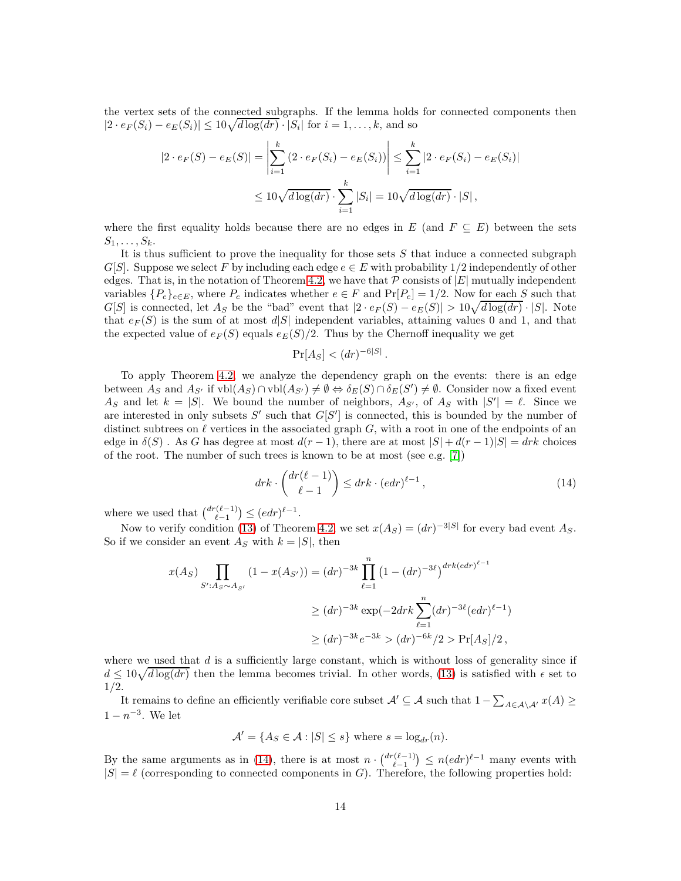the vertex sets of the connected subgraphs. If the lemma holds for connected components then $|2 \cdot e_F(S_i) - e_E(S_i)| \le 10\sqrt{d\log(dr)} \cdot |S_i|$ for $i = 1, \ldots, k$, and so

$$
\begin{aligned}
|2 \cdot e_F(S) - e_E(S)| &= \left| \sum_{i=1}^{k} \left(2 \cdot e_F(S_i) - e_E(S_i)\right) \right| \le \sum_{i=1}^{k} |2 \cdot e_F(S_i) - e_E(S_i)| \\
&\le 10\sqrt{d\log(dr)} \cdot \sum_{i=1}^{k} |S_i| = 10\sqrt{d\log(dr)} \cdot |S| ,
\end{aligned}
$$

where the first equality holds because there are no edges in $E$ (and $F \subseteq E$) between the sets $S_1, \ldots, S_k$.

It is thus sufficient to prove the inequality for those sets $S$ that induce a connected subgraph $G[S]$. Suppose we select $F$ by including each edge $e \in E$ with probability $1/2$ independently of other edges. That is, in the notation of Theorem 4.2, we have that $\mathcal{P}$ consists of $|E|$ mutually independent variables $\{P_e\}_{e\in E}$, where $P_e$ indicates whether $e \in F$ and $\Pr[P_e] = 1/2$. Now for each $S$ such that $G[S]$ is connected, let $A_S$ be the "bad" event that $|2 \cdot e_F(S) - e_E(S)| > 10\sqrt{d\log(dr)} \cdot |S|$. Note that $e_F(S)$ is the sum of at most $d|S|$ independent variables, attaining values 0 and 1, and that the expected value of $e_F(S)$ equals $e_E(S)/2$. Thus by the Chernoff inequality we get

$$
\Pr[A_S] < (dr)^{-6|S|} .
$$

To apply Theorem 4.2, we analyze the dependency graph on the events: there is an edge between $A_S$ and $A_{S'}$ if $\mathrm{vbl}(A_S) \cap \mathrm{vbl}(A_{S'}) \neq \emptyset \Leftrightarrow \delta_E(S) \cap \delta_E(S') \neq \emptyset$. Consider now a fixed event $A_S$ and let $k = |S|$. We bound the number of neighbors, $A_{S'}$, of $A_S$ with $|S'| = \ell$. Since we are interested in only subsets $S'$ such that $G[S']$ is connected, this is bounded by the number of distinct subtrees on $\ell$ vertices in the associated graph $G$, with a root in one of the endpoints of an edge in $\delta(S)$ . As $G$ has degree at most $d(r-1)$, there are at most $|S| + d(r-1)|S| = drk$ choices of the root. The number of such trees is known to be at most (see e.g. [7])

$$
drk \cdot \binom{dr(\ell-1)}{\ell-1} \le drk \cdot (edr)^{\ell-1} , \tag{14}
$$

where we used that $\binom{dr(\ell-1)}{\ell-1} \le (edr)^{\ell-1}$.

Now to verify condition (13) of Theorem 4.2, we set $x(A_S) = (dr)^{-3|S|}$ for every bad event $A_S$. So if we consider an event $A_S$ with $k = |S|$, then

$$
\begin{aligned}
x(A_S) \prod_{S' : A_S \sim A_{S'}} (1 - x(A_{S'})) &= (dr)^{-3k} \prod_{\ell=1}^{n} \left(1 - (dr)^{-3\ell}\right)^{drk(edr)^{\ell-1}} \\
&\ge (dr)^{-3k} \exp(-2drk \sum_{\ell=1}^{n} (dr)^{-3\ell} (edr)^{\ell-1}) \\
&\ge (dr)^{-3k} e^{-3k} > (dr)^{-6k}/2 > \Pr[A_S]/2 ,
\end{aligned}
$$

where we used that $d$ is a sufficiently large constant, which is without loss of generality since if $d \le 10\sqrt{d\log(dr)}$ then the lemma becomes trivial. In other words, (13) is satisfied with $\epsilon$ set to $1/2$.

It remains to define an efficiently verifiable core subset $\mathcal{A}' \subseteq \mathcal{A}$ such that $1 - \sum_{A \in \mathcal{A}\setminus\mathcal{A}'} x(A) \ge 1 - n^{-3}$. We let

$$
\mathcal{A}' = \{A_S \in \mathcal{A} : |S| \le s\} \text{ where } s = \log_{dr}(n).
$$

By the same arguments as in (14), there is at most $n \cdot \binom{dr(\ell-1)}{\ell-1} \le n(edr)^{\ell-1}$ many events with $|S| = \ell$ (corresponding to connected components in $G$). Therefore, the following properties hold: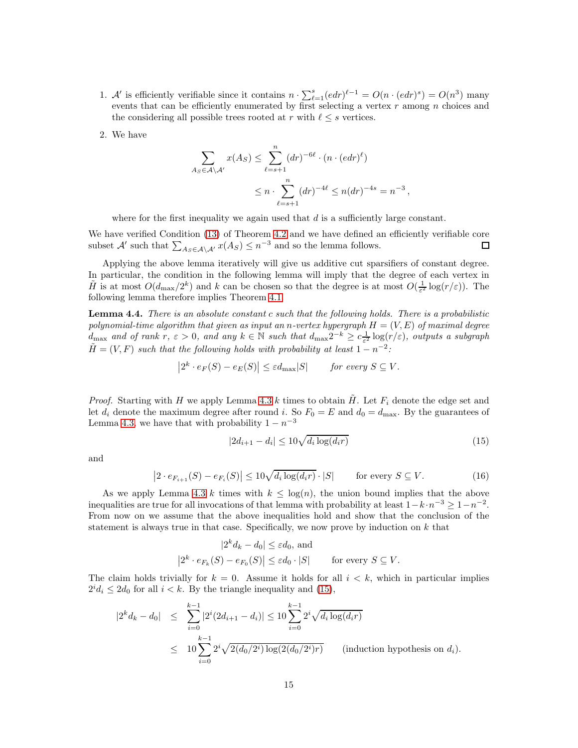1. $\mathcal{A}'$ is efficiently verifiable since it contains $n \cdot \sum_{\ell=1}^{s} (edr)^{\ell-1} = O(n \cdot (edr)^s) = O(n^3)$ many events that can be efficiently enumerated by first selecting a vertex $r$ among $n$ choices and the considering all possible trees rooted at $r$ with $\ell \leq s$ vertices.

2. We have

$$
\begin{aligned}
\sum_{A_S \in \mathcal{A} \setminus \mathcal{A}'} x(A_S) &\leq \sum_{\ell=s+1}^{n} (dr)^{-6\ell} \cdot (n \cdot (edr)^{\ell}) \\
&\leq n \cdot \sum_{\ell=s+1}^{n} (dr)^{-4\ell} \leq n(dr)^{-4s} = n^{-3}\,,
\end{aligned}
$$

   where for the first inequality we again used that $d$ is a sufficiently large constant.

We have verified Condition (13) of Theorem 4.2 and we have defined an efficiently verifiable core subset $\mathcal{A}'$ such that $\sum_{A_S \in \mathcal{A} \setminus \mathcal{A}'} x(A_S) \leq n^{-3}$ and so the lemma follows. ◻

Applying the above lemma iteratively will give us additive cut sparsifiers of constant degree. In particular, the condition in the following lemma will imply that the degree of each vertex in $\tilde{H}$ is at most $O(d_{\max}/2^k)$ and $k$ can be chosen so that the degree is at most $O(\frac{1}{\varepsilon^2}\log(r/\varepsilon))$. The following lemma therefore implies Theorem 4.1.

**Lemma 4.4.** *There is an absolute constant $c$ such that the following holds. There is a probabilistic polynomial-time algorithm that given as input an $n$-vertex hypergraph $H = (V, E)$ of maximal degree $d_{\max}$ and of rank $r$, $\varepsilon > 0$, and any $k \in \mathbb{N}$ such that $d_{\max} 2^{-k} \geq c \frac{1}{\varepsilon^2} \log(r/\varepsilon)$, outputs a subgraph $\tilde{H} = (V, F)$ such that the following holds with probability at least $1 - n^{-2}$:*

$$
\left|2^k \cdot e_F(S) - e_E(S)\right| \leq \varepsilon d_{\max} |S| \qquad \text{for every } S \subseteq V.
$$

*Proof.* Starting with $H$ we apply Lemma 4.3 $k$ times to obtain $\tilde{H}$. Let $F_i$ denote the edge set and let $d_i$ denote the maximum degree after round $i$. So $F_0 = E$ and $d_0 = d_{\max}$. By the guarantees of Lemma 4.3, we have that with probability $1 - n^{-3}$

$$
|2d_{i+1} - d_i| \leq 10\sqrt{d_i \log(d_i r)} \tag{15}
$$

and

$$
\left|2 \cdot e_{F_{i+1}}(S) - e_{F_i}(S)\right| \leq 10\sqrt{d_i \log(d_i r)} \cdot |S| \qquad \text{for every } S \subseteq V. \tag{16}
$$

As we apply Lemma 4.3 $k$ times with $k \leq \log(n)$, the union bound implies that the above inequalities are true for all invocations of that lemma with probability at least $1 - k \cdot n^{-3} \geq 1 - n^{-2}$. From now on we assume that the above inequalities hold and show that the conclusion of the statement is always true in that case. Specifically, we now prove by induction on $k$ that

$$
\begin{aligned}
&|2^k d_k - d_0| \leq \varepsilon d_0, \text{ and} \\
&\left|2^k \cdot e_{F_k}(S) - e_{F_0}(S)\right| \leq \varepsilon d_0 \cdot |S| \qquad \text{for every } S \subseteq V.
\end{aligned}
$$

The claim holds trivially for $k = 0$. Assume it holds for all $i < k$, which in particular implies $2^i d_i \leq 2d_0$ for all $i < k$. By the triangle inequality and (15),

$$
\begin{aligned}
|2^k d_k - d_0| &\leq \sum_{i=0}^{k-1} |2^i(2d_{i+1} - d_i)| \leq 10 \sum_{i=0}^{k-1} 2^i \sqrt{d_i \log(d_i r)} \\
&\leq 10 \sum_{i=0}^{k-1} 2^i \sqrt{2(d_0/2^i)\log(2(d_0/2^i)r)} \qquad \text{(induction hypothesis on } d_i\text{)}.
\end{aligned}
$$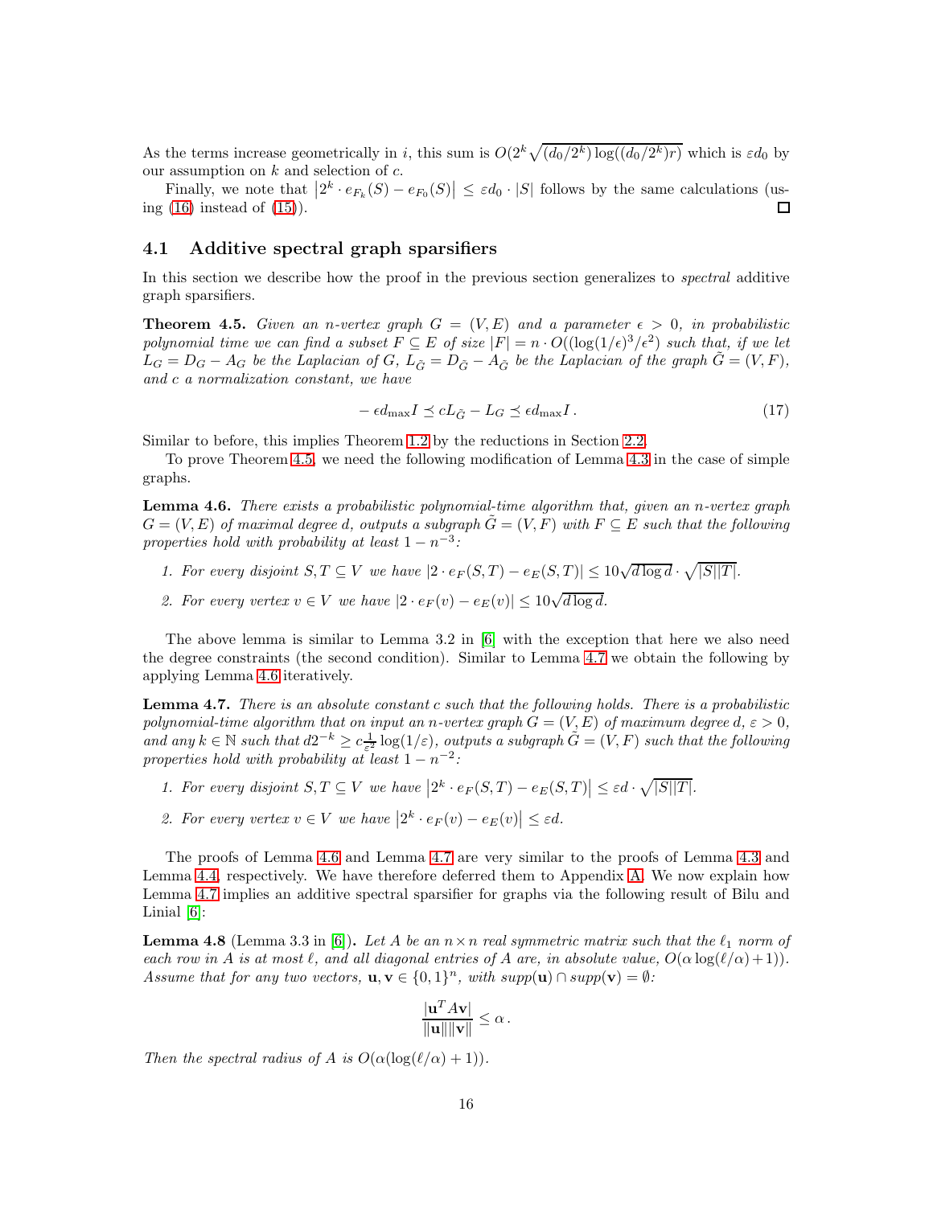As the terms increase geometrically in $i$, this sum is $O(2^k\sqrt{(d_0/2^k)\log((d_0/2^k)r)}$ which is $\varepsilon d_0$ by our assumption on $k$ and selection of $c$.

Finally, we note that $\left|2^k \cdot e_{F_k}(S) - e_{F_0}(S)\right| \leq \varepsilon d_0 \cdot |S|$ follows by the same calculations (using (16) instead of (15)). $\square$

## 4.1 Additive spectral graph sparsifiers

In this section we describe how the proof in the previous section generalizes to *spectral* additive graph sparsifiers.

**Theorem 4.5.** *Given an $n$-vertex graph $G = (V, E)$ and a parameter $\epsilon > 0$, in probabilistic polynomial time we can find a subset $F \subseteq E$ of size $|F| = n \cdot O((\log(1/\epsilon)^3/\epsilon^2)$ such that, if we let $L_G = D_G - A_G$ be the Laplacian of $G$, $L_{\tilde{G}} = D_{\tilde{G}} - A_{\tilde{G}}$ be the Laplacian of the graph $\tilde{G} = (V, F)$, and $c$ a normalization constant, we have*

$$-\epsilon d_{\max} I \preceq c L_{\tilde{G}} - L_G \preceq \epsilon d_{\max} I \,. \tag{17}$$

Similar to before, this implies Theorem 1.2 by the reductions in Section 2.2.

To prove Theorem 4.5, we need the following modification of Lemma 4.3 in the case of simple graphs.

**Lemma 4.6.** *There exists a probabilistic polynomial-time algorithm that, given an $n$-vertex graph $G = (V, E)$ of maximal degree $d$, outputs a subgraph $\tilde{G} = (V, F)$ with $F \subseteq E$ such that the following properties hold with probability at least $1 - n^{-3}$:*

1. *For every disjoint $S, T \subseteq V$ we have $|2 \cdot e_F(S, T) - e_E(S, T)| \leq 10\sqrt{d \log d} \cdot \sqrt{|S||T|}$.*
2. *For every vertex $v \in V$ we have $|2 \cdot e_F(v) - e_E(v)| \leq 10\sqrt{d \log d}$.*

The above lemma is similar to Lemma 3.2 in [6] with the exception that here we also need the degree constraints (the second condition). Similar to Lemma 4.7 we obtain the following by applying Lemma 4.6 iteratively.

**Lemma 4.7.** *There is an absolute constant $c$ such that the following holds. There is a probabilistic polynomial-time algorithm that on input an $n$-vertex graph $G = (V, E)$ of maximum degree $d$, $\varepsilon > 0$, and any $k \in \mathbb{N}$ such that $d2^{-k} \geq c\frac{1}{\varepsilon^2}\log(1/\varepsilon)$, outputs a subgraph $\tilde{G} = (V, F)$ such that the following properties hold with probability at least $1 - n^{-2}$:*

1. *For every disjoint $S, T \subseteq V$ we have $\left|2^k \cdot e_F(S, T) - e_E(S, T)\right| \leq \varepsilon d \cdot \sqrt{|S||T|}$.*
2. *For every vertex $v \in V$ we have $\left|2^k \cdot e_F(v) - e_E(v)\right| \leq \varepsilon d$.*

The proofs of Lemma 4.6 and Lemma 4.7 are very similar to the proofs of Lemma 4.3 and Lemma 4.4, respectively. We have therefore deferred them to Appendix A. We now explain how Lemma 4.7 implies an additive spectral sparsifier for graphs via the following result of Bilu and Linial [6]:

**Lemma 4.8** (Lemma 3.3 in [6])**.** *Let $A$ be an $n \times n$ real symmetric matrix such that the $\ell_1$ norm of each row in $A$ is at most $\ell$, and all diagonal entries of $A$ are, in absolute value, $O(\alpha \log(\ell/\alpha) + 1))$. Assume that for any two vectors, $\mathbf{u}, \mathbf{v} \in \{0, 1\}^n$, with $supp(\mathbf{u}) \cap supp(\mathbf{v}) = \emptyset$:*

$$\frac{|\mathbf{u}^T A \mathbf{v}|}{\|\mathbf{u}\|\|\mathbf{v}\|} \leq \alpha \,.$$

*Then the spectral radius of $A$ is $O(\alpha(\log(\ell/\alpha) + 1))$.*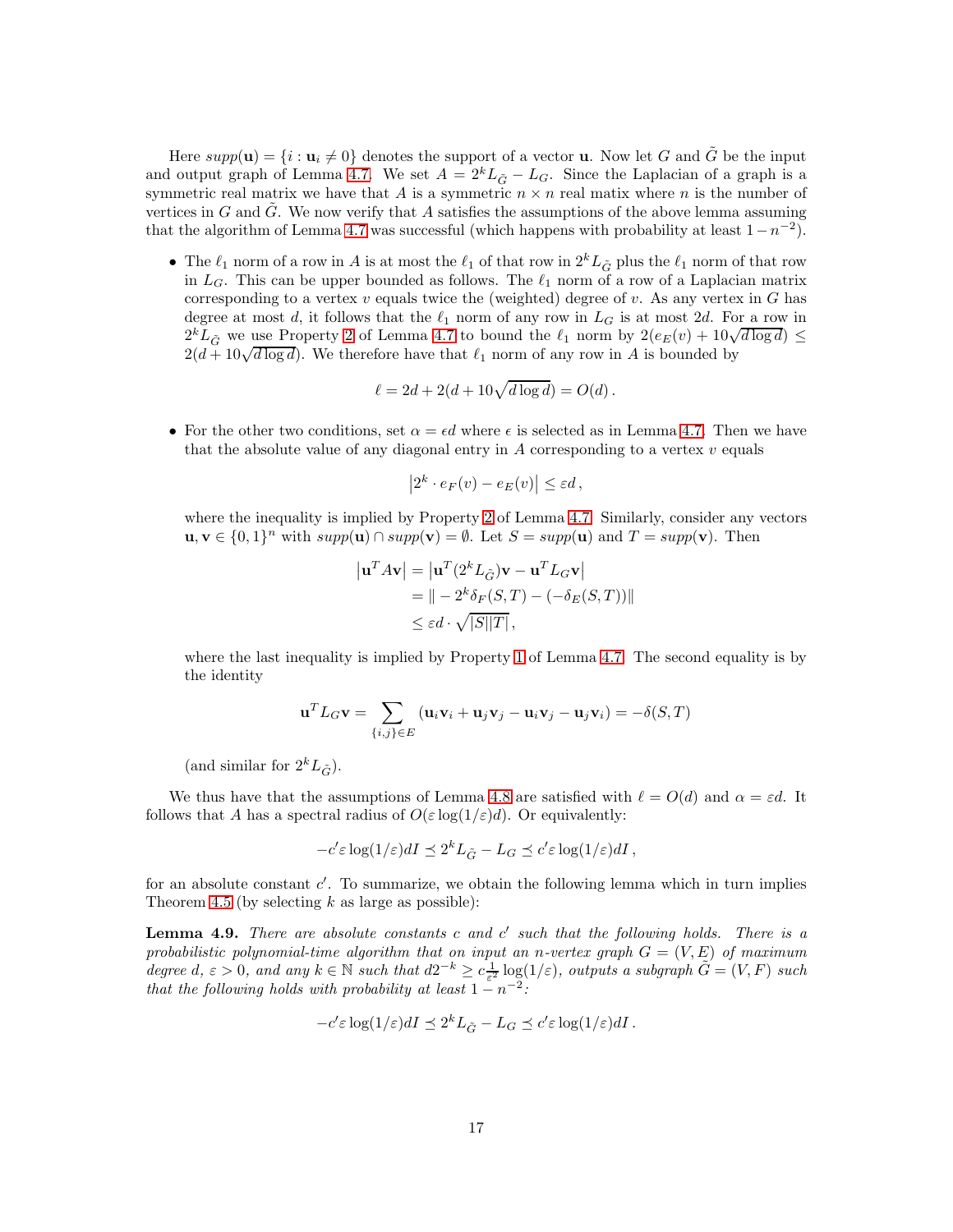Here $supp(\mathbf{u}) = \{i : \mathbf{u}_i \neq 0\}$ denotes the support of a vector $\mathbf{u}$. Now let $G$ and $\tilde{G}$ be the input and output graph of Lemma 4.7. We set $A = 2^k L_{\tilde{G}} - L_G$. Since the Laplacian of a graph is a symmetric real matrix we have that $A$ is a symmetric $n \times n$ real matix where $n$ is the number of vertices in $G$ and $\tilde{G}$. We now verify that $A$ satisfies the assumptions of the above lemma assuming that the algorithm of Lemma 4.7 was successful (which happens with probability at least $1 - n^{-2}$).

- The $\ell_1$ norm of a row in $A$ is at most the $\ell_1$ of that row in $2^k L_{\tilde{G}}$ plus the $\ell_1$ norm of that row in $L_G$. This can be upper bounded as follows. The $\ell_1$ norm of a row of a Laplacian matrix corresponding to a vertex $v$ equals twice the (weighted) degree of $v$. As any vertex in $G$ has degree at most $d$, it follows that the $\ell_1$ norm of any row in $L_G$ is at most $2d$. For a row in $2^k L_{\tilde{G}}$ we use Property 2 of Lemma 4.7 to bound the $\ell_1$ norm by $2(e_E(v) + 10\sqrt{d \log d}) \leq 2(d + 10\sqrt{d \log d})$. We therefore have that $\ell_1$ norm of any row in $A$ is bounded by

$$\ell = 2d + 2(d + 10\sqrt{d \log d}) = O(d)\,.$$

- For the other two conditions, set $\alpha = \epsilon d$ where $\epsilon$ is selected as in Lemma 4.7. Then we have that the absolute value of any diagonal entry in $A$ corresponding to a vertex $v$ equals

$$\left|2^k \cdot e_F(v) - e_E(v)\right| \leq \varepsilon d\,,$$

where the inequality is implied by Property 2 of Lemma 4.7. Similarly, consider any vectors $\mathbf{u}, \mathbf{v} \in \{0,1\}^n$ with $supp(\mathbf{u}) \cap supp(\mathbf{v}) = \emptyset$. Let $S = supp(\mathbf{u})$ and $T = supp(\mathbf{v})$. Then

$$\begin{aligned}
\left|\mathbf{u}^T A \mathbf{v}\right| &= \left|\mathbf{u}^T (2^k L_{\tilde{G}})\mathbf{v} - \mathbf{u}^T L_G \mathbf{v}\right| \\
&= \| -2^k \delta_F(S,T) - (-\delta_E(S,T))\| \\
&\leq \varepsilon d \cdot \sqrt{|S||T|}\,,
\end{aligned}$$

where the last inequality is implied by Property 1 of Lemma 4.7. The second equality is by the identity

$$\mathbf{u}^T L_G \mathbf{v} = \sum_{\{i,j\} \in E} (\mathbf{u}_i \mathbf{v}_i + \mathbf{u}_j \mathbf{v}_j - \mathbf{u}_i \mathbf{v}_j - \mathbf{u}_j \mathbf{v}_i) = -\delta(S,T)$$

(and similar for $2^k L_{\tilde{G}}$).

We thus have that the assumptions of Lemma 4.8 are satisfied with $\ell = O(d)$ and $\alpha = \varepsilon d$. It follows that $A$ has a spectral radius of $O(\varepsilon \log(1/\varepsilon) d)$. Or equivalently:

$$-c'\varepsilon \log(1/\varepsilon) dI \preceq 2^k L_{\tilde{G}} - L_G \preceq c'\varepsilon \log(1/\varepsilon) dI\,,$$

for an absolute constant $c'$. To summarize, we obtain the following lemma which in turn implies Theorem 4.5 (by selecting $k$ as large as possible):

**Lemma 4.9.** *There are absolute constants $c$ and $c'$ such that the following holds. There is a probabilistic polynomial-time algorithm that on input an $n$-vertex graph $G = (V,E)$ of maximum degree $d$, $\varepsilon > 0$, and any $k \in \mathbb{N}$ such that $d2^{-k} \geq c\frac{1}{\varepsilon^2}\log(1/\varepsilon)$, outputs a subgraph $\tilde{G} = (V,F)$ such that the following holds with probability at least $1 - n^{-2}$:*

$$-c'\varepsilon \log(1/\varepsilon) dI \preceq 2^k L_{\tilde{G}} - L_G \preceq c'\varepsilon \log(1/\varepsilon) dI\,.$$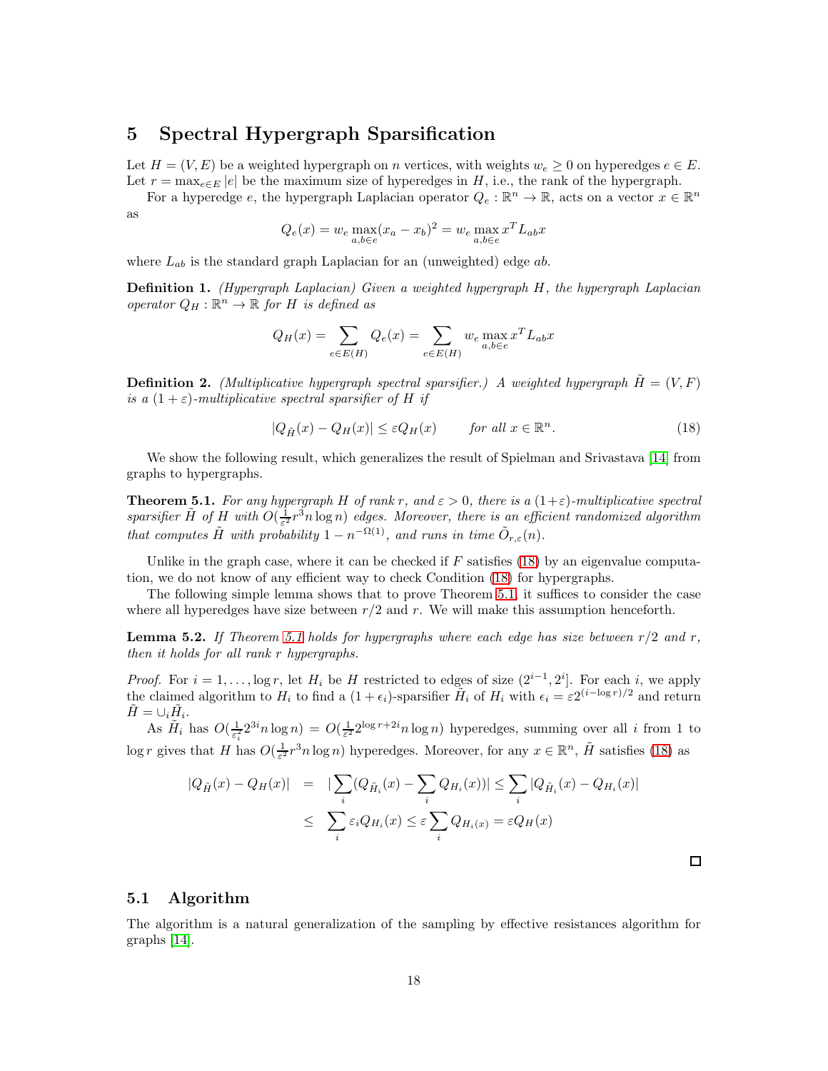## 5 Spectral Hypergraph Sparsification

Let $H = (V, E)$ be a weighted hypergraph on $n$ vertices, with weights $w_e \geq 0$ on hyperedges $e \in E$. Let $r = \max_{e \in E} |e|$ be the maximum size of hyperedges in $H$, i.e., the rank of the hypergraph.

For a hyperedge $e$, the hypergraph Laplacian operator $Q_e : \mathbb{R}^n \to \mathbb{R}$, acts on a vector $x \in \mathbb{R}^n$ as

$$Q_e(x) = w_e \max_{a,b \in e} (x_a - x_b)^2 = w_e \max_{a,b \in e} x^T L_{ab} x$$

where $L_{ab}$ is the standard graph Laplacian for an (unweighted) edge $ab$.

**Definition 1.** *(Hypergraph Laplacian) Given a weighted hypergraph $H$, the hypergraph Laplacian operator $Q_H : \mathbb{R}^n \to \mathbb{R}$ for $H$ is defined as*

$$Q_H(x) = \sum_{e \in E(H)} Q_e(x) = \sum_{e \in E(H)} w_e \max_{a,b \in e} x^T L_{ab} x$$

**Definition 2.** *(Multiplicative hypergraph spectral sparsifier.) A weighted hypergraph $\tilde{H} = (V, F)$ is a $(1+\varepsilon)$-multiplicative spectral sparsifier of $H$ if*

$$|Q_{\tilde{H}}(x) - Q_H(x)| \leq \varepsilon Q_H(x) \qquad \textit{for all } x \in \mathbb{R}^n. \tag{18}$$

We show the following result, which generalizes the result of Spielman and Srivastava [14] from graphs to hypergraphs.

**Theorem 5.1.** *For any hypergraph $H$ of rank $r$, and $\varepsilon > 0$, there is a $(1+\varepsilon)$-multiplicative spectral sparsifier $\tilde{H}$ of $H$ with $O(\frac{1}{\varepsilon^2} r^3 n \log n)$ edges. Moreover, there is an efficient randomized algorithm that computes $\tilde{H}$ with probability $1 - n^{-\Omega(1)}$, and runs in time $\tilde{O}_{r,\varepsilon}(n)$.*

Unlike in the graph case, where it can be checked if $F$ satisfies (18) by an eigenvalue computation, we do not know of any efficient way to check Condition (18) for hypergraphs.

The following simple lemma shows that to prove Theorem 5.1, it suffices to consider the case where all hyperedges have size between $r/2$ and $r$. We will make this assumption henceforth.

**Lemma 5.2.** *If Theorem 5.1 holds for hypergraphs where each edge has size between $r/2$ and $r$, then it holds for all rank $r$ hypergraphs.*

*Proof.* For $i = 1, \ldots, \log r$, let $H_i$ be $H$ restricted to edges of size $(2^{i-1}, 2^i]$. For each $i$, we apply the claimed algorithm to $H_i$ to find a $(1+\epsilon_i)$-sparsifier $\tilde{H}_i$ of $H_i$ with $\epsilon_i = \varepsilon 2^{(i - \log r)/2}$ and return $\tilde{H} = \cup_i \tilde{H}_i$.

As $\tilde{H}_i$ has $O(\frac{1}{\varepsilon_i^2} 2^{3i} n \log n) = O(\frac{1}{\varepsilon^2} 2^{\log r + 2i} n \log n)$ hyperedges, summing over all $i$ from 1 to $\log r$ gives that $H$ has $O(\frac{1}{\varepsilon^2} r^3 n \log n)$ hyperedges. Moreover, for any $x \in \mathbb{R}^n$, $\tilde{H}$ satisfies (18) as

$$\begin{aligned}
|Q_{\tilde{H}}(x) - Q_H(x)| &= |\sum_i (Q_{\tilde{H}_i}(x) - \sum_i Q_{H_i}(x))| \leq \sum_i |Q_{\tilde{H}_i}(x) - Q_{H_i}(x)| \\
&\leq \sum_i \varepsilon_i Q_{H_i}(x) \leq \varepsilon \sum_i Q_{H_i(x)} = \varepsilon Q_H(x)
\end{aligned}$$

□

### 5.1 Algorithm

The algorithm is a natural generalization of the sampling by effective resistances algorithm for graphs [14].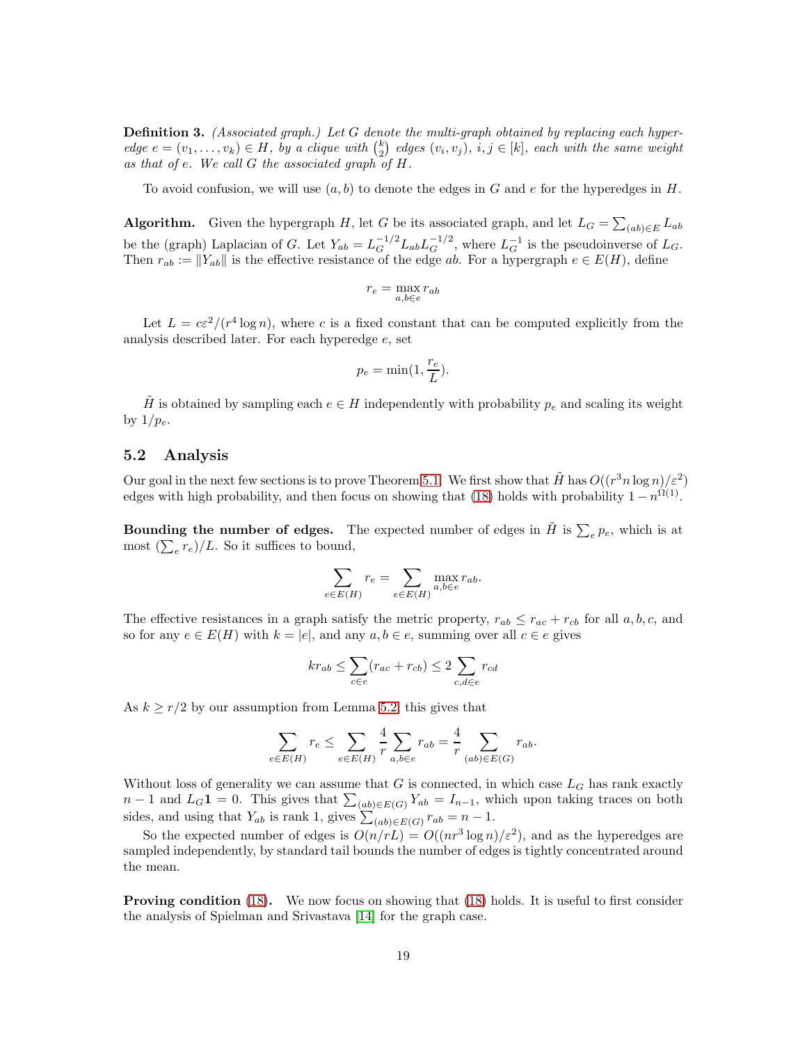**Definition 3.** *(Associated graph.) Let $G$ denote the multi-graph obtained by replacing each hyperedge $e = (v_1, \ldots, v_k) \in H$, by a clique with $\binom{k}{2}$ edges $(v_i, v_j)$, $i, j \in [k]$, each with the same weight as that of $e$. We call $G$ the associated graph of $H$.*

To avoid confusion, we will use $(a, b)$ to denote the edges in $G$ and $e$ for the hyperedges in $H$.

**Algorithm.** Given the hypergraph $H$, let $G$ be its associated graph, and let $L_G = \sum_{(ab)\in E} L_{ab}$ be the (graph) Laplacian of $G$. Let $Y_{ab} = L_G^{-1/2} L_{ab} L_G^{-1/2}$, where $L_G^{-1}$ is the pseudoinverse of $L_G$. Then $r_{ab} := \|Y_{ab}\|$ is the effective resistance of the edge $ab$. For a hypergraph $e \in E(H)$, define

$$r_e = \max_{a,b\in e} r_{ab}$$

Let $L = c\varepsilon^2/(r^4 \log n)$, where $c$ is a fixed constant that can be computed explicitly from the analysis described later. For each hyperedge $e$, set

$$p_e = \min(1, \frac{r_e}{L}).$$

$\tilde{H}$ is obtained by sampling each $e \in H$ independently with probability $p_e$ and scaling its weight by $1/p_e$.

## 5.2 Analysis

Our goal in the next few sections is to prove Theorem 5.1. We first show that $\tilde{H}$ has $O((r^3 n \log n)/\varepsilon^2)$ edges with high probability, and then focus on showing that (18) holds with probability $1 - n^{\Omega(1)}$.

**Bounding the number of edges.** The expected number of edges in $\tilde{H}$ is $\sum_e p_e$, which is at most $(\sum_e r_e)/L$. So it suffices to bound,

$$\sum_{e\in E(H)} r_e = \sum_{e\in E(H)} \max_{a,b\in e} r_{ab}.$$

The effective resistances in a graph satisfy the metric property, $r_{ab} \le r_{ac} + r_{cb}$ for all $a, b, c$, and so for any $e \in E(H)$ with $k = |e|$, and any $a, b \in e$, summing over all $c \in e$ gives

$$k r_{ab} \le \sum_{c\in e} (r_{ac} + r_{cb}) \le 2 \sum_{c,d\in e} r_{cd}$$

As $k \ge r/2$ by our assumption from Lemma 5.2, this gives that

$$\sum_{e\in E(H)} r_e \le \sum_{e\in E(H)} \frac{4}{r} \sum_{a,b\in e} r_{ab} = \frac{4}{r} \sum_{(ab)\in E(G)} r_{ab}.$$

Without loss of generality we can assume that $G$ is connected, in which case $L_G$ has rank exactly $n-1$ and $L_G \mathbf{1} = 0$. This gives that $\sum_{(ab)\in E(G)} Y_{ab} = I_{n-1}$, which upon taking traces on both sides, and using that $Y_{ab}$ is rank 1, gives $\sum_{(ab)\in E(G)} r_{ab} = n - 1$.

So the expected number of edges is $O(n/rL) = O((nr^3 \log n)/\varepsilon^2)$, and as the hyperedges are sampled independently, by standard tail bounds the number of edges is tightly concentrated around the mean.

**Proving condition (18).** We now focus on showing that (18) holds. It is useful to first consider the analysis of Spielman and Srivastava [14] for the graph case.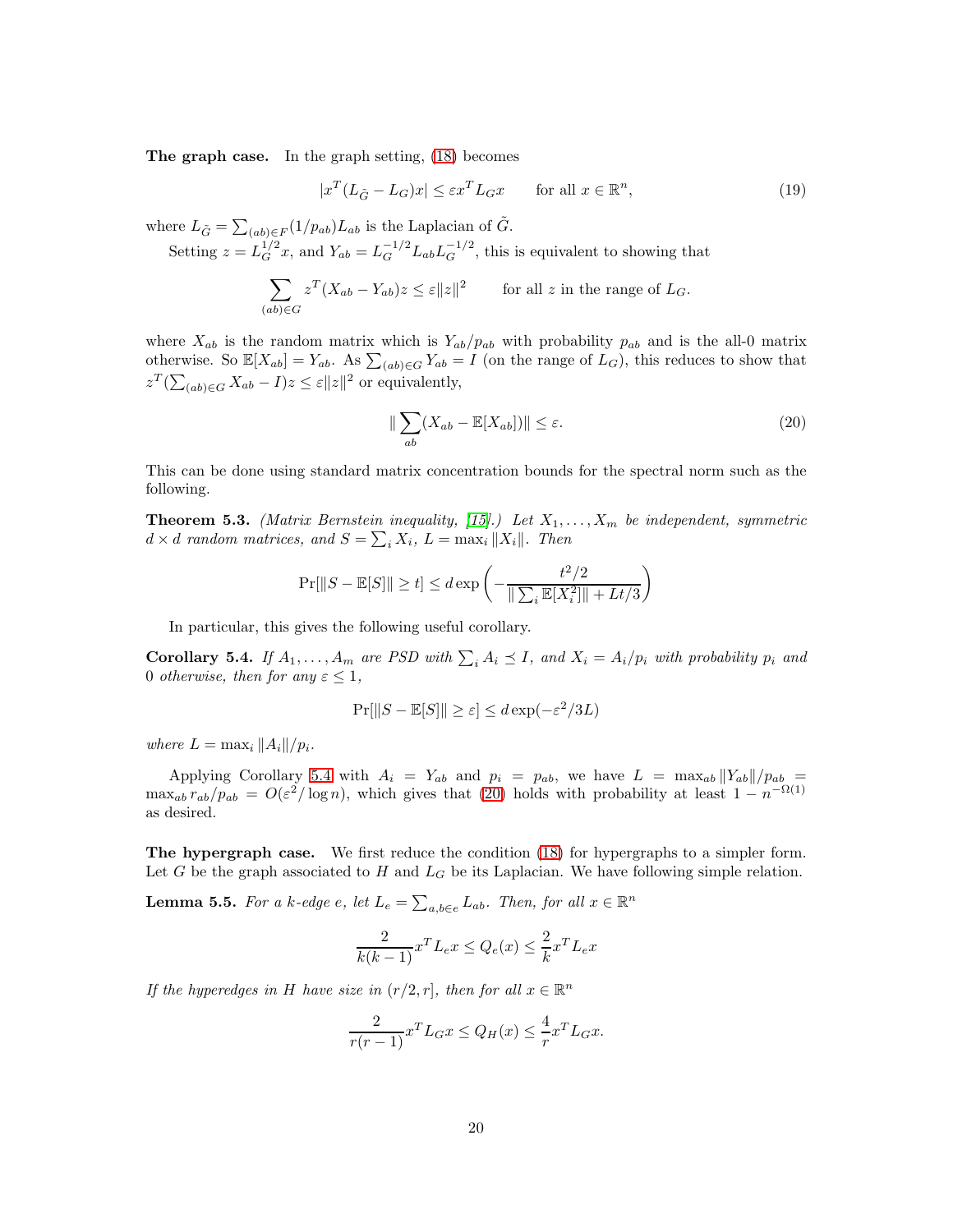**The graph case.** In the graph setting, (18) becomes

$$|x^T(L_{\tilde{G}} - L_G)x| \leq \varepsilon x^T L_G x \qquad \text{for all } x \in \mathbb{R}^n, \tag{19}$$

where $L_{\tilde{G}} = \sum_{(ab)\in F}(1/p_{ab})L_{ab}$ is the Laplacian of $\tilde{G}$.

Setting $z = L_G^{1/2}x$, and $Y_{ab} = L_G^{-1/2}L_{ab}L_G^{-1/2}$, this is equivalent to showing that

$$\sum_{(ab)\in G} z^T(X_{ab} - Y_{ab})z \leq \varepsilon \|z\|^2 \qquad \text{for all } z \text{ in the range of } L_G.$$

where $X_{ab}$ is the random matrix which is $Y_{ab}/p_{ab}$ with probability $p_{ab}$ and is the all-0 matrix otherwise. So $\mathbb{E}[X_{ab}] = Y_{ab}$. As $\sum_{(ab)\in G} Y_{ab} = I$ (on the range of $L_G$), this reduces to show that $z^T(\sum_{(ab)\in G} X_{ab} - I)z \leq \varepsilon\|z\|^2$ or equivalently,

$$\|\sum_{ab}(X_{ab} - \mathbb{E}[X_{ab}])\| \leq \varepsilon. \tag{20}$$

This can be done using standard matrix concentration bounds for the spectral norm such as the following.

**Theorem 5.3.** *(Matrix Bernstein inequality, [15].) Let $X_1, \ldots, X_m$ be independent, symmetric $d \times d$ random matrices, and $S = \sum_i X_i$, $L = \max_i \|X_i\|$. Then*

$$\Pr[\|S - \mathbb{E}[S]\| \geq t] \leq d \exp\left(-\frac{t^2/2}{\|\sum_i \mathbb{E}[X_i^2]\| + Lt/3}\right)$$

In particular, this gives the following useful corollary.

**Corollary 5.4.** *If $A_1, \ldots, A_m$ are PSD with $\sum_i A_i \preceq I$, and $X_i = A_i/p_i$ with probability $p_i$ and 0 otherwise, then for any $\varepsilon \leq 1$,*

$$\Pr[\|S - \mathbb{E}[S]\| \geq \varepsilon] \leq d \exp(-\varepsilon^2/3L)$$

*where $L = \max_i \|A_i\|/p_i$.*

Applying Corollary 5.4 with $A_i = Y_{ab}$ and $p_i = p_{ab}$, we have $L = \max_{ab} \|Y_{ab}\|/p_{ab} = \max_{ab} r_{ab}/p_{ab} = O(\varepsilon^2/\log n)$, which gives that (20) holds with probability at least $1 - n^{-\Omega(1)}$ as desired.

**The hypergraph case.** We first reduce the condition (18) for hypergraphs to a simpler form. Let $G$ be the graph associated to $H$ and $L_G$ be its Laplacian. We have following simple relation.

**Lemma 5.5.** *For a $k$-edge $e$, let $L_e = \sum_{a,b\in e} L_{ab}$. Then, for all $x \in \mathbb{R}^n$*

$$\frac{2}{k(k-1)}x^T L_e x \leq Q_e(x) \leq \frac{2}{k}x^T L_e x$$

*If the hyperedges in $H$ have size in $(r/2, r]$, then for all $x \in \mathbb{R}^n$*

$$\frac{2}{r(r-1)}x^T L_G x \leq Q_H(x) \leq \frac{4}{r}x^T L_G x.$$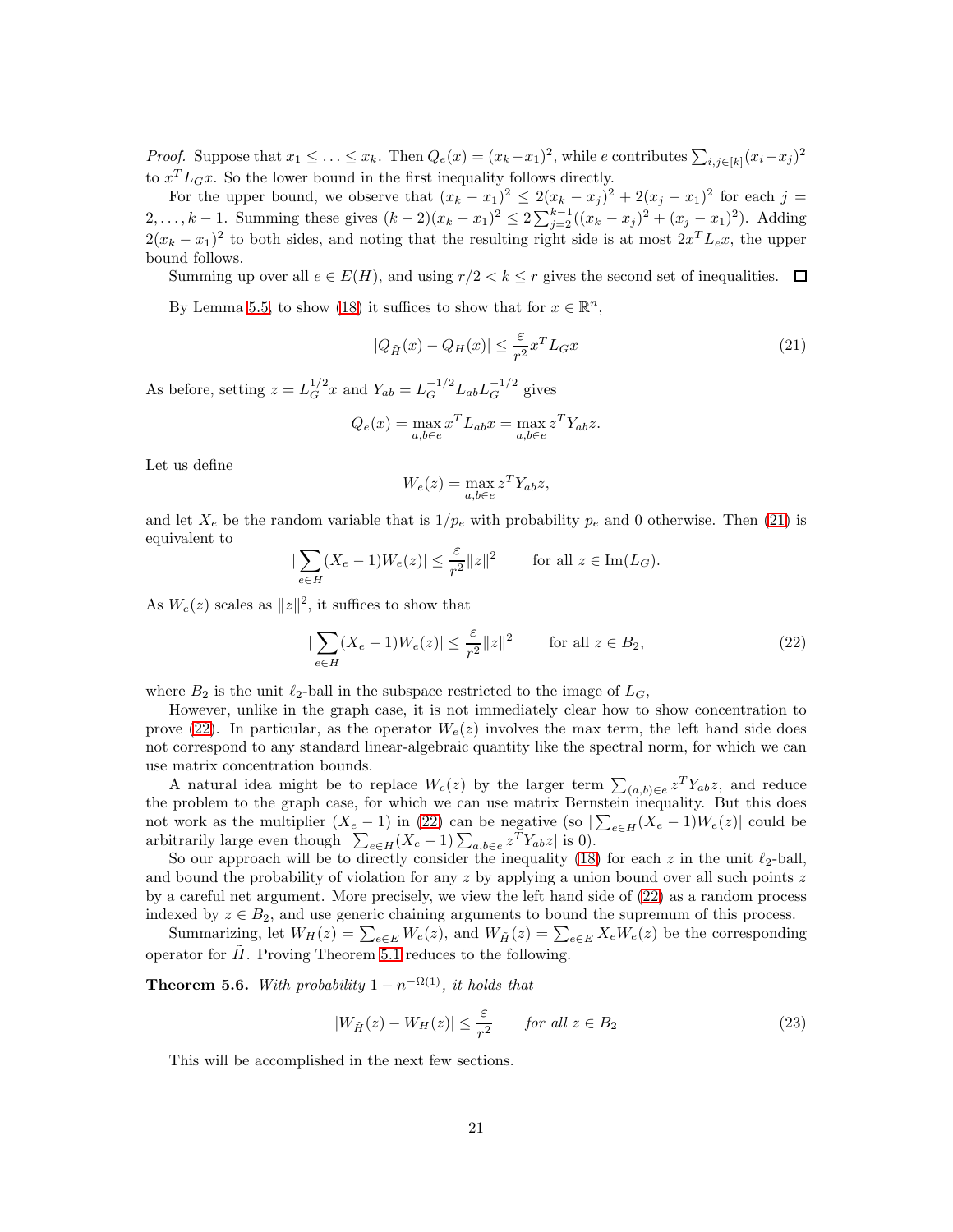*Proof.* Suppose that $x_1 \leq \ldots \leq x_k$. Then $Q_e(x) = (x_k - x_1)^2$, while $e$ contributes $\sum_{i,j \in [k]} (x_i - x_j)^2$ to $x^T L_G x$. So the lower bound in the first inequality follows directly.

For the upper bound, we observe that $(x_k - x_1)^2 \leq 2(x_k - x_j)^2 + 2(x_j - x_1)^2$ for each $j = 2, \ldots, k-1$. Summing these gives $(k-2)(x_k - x_1)^2 \leq 2 \sum_{j=2}^{k-1} ((x_k - x_j)^2 + (x_j - x_1)^2)$. Adding $2(x_k - x_1)^2$ to both sides, and noting that the resulting right side is at most $2x^T L_e x$, the upper bound follows.

Summing up over all $e \in E(H)$, and using $r/2 < k \leq r$ gives the second set of inequalities. ☐

By Lemma 5.5, to show (18) it suffices to show that for $x \in \mathbb{R}^n$,

$$|Q_{\tilde{H}}(x) - Q_H(x)| \leq \frac{\varepsilon}{r^2} x^T L_G x \tag{21}$$

As before, setting $z = L_G^{1/2} x$ and $Y_{ab} = L_G^{-1/2} L_{ab} L_G^{-1/2}$ gives

$$Q_e(x) = \max_{a,b \in e} x^T L_{ab} x = \max_{a,b \in e} z^T Y_{ab} z.$$

Let us define

$$W_e(z) = \max_{a,b \in e} z^T Y_{ab} z,$$

and let $X_e$ be the random variable that is $1/p_e$ with probability $p_e$ and 0 otherwise. Then (21) is equivalent to

$$|\sum_{e \in H} (X_e - 1) W_e(z)| \leq \frac{\varepsilon}{r^2} \|z\|^2 \qquad \text{for all } z \in \mathrm{Im}(L_G).$$

As $W_e(z)$ scales as $\|z\|^2$, it suffices to show that

$$|\sum_{e \in H} (X_e - 1) W_e(z)| \leq \frac{\varepsilon}{r^2} \|z\|^2 \qquad \text{for all } z \in B_2, \tag{22}$$

where $B_2$ is the unit $\ell_2$-ball in the subspace restricted to the image of $L_G$,

However, unlike in the graph case, it is not immediately clear how to show concentration to prove (22). In particular, as the operator $W_e(z)$ involves the max term, the left hand side does not correspond to any standard linear-algebraic quantity like the spectral norm, for which we can use matrix concentration bounds.

A natural idea might be to replace $W_e(z)$ by the larger term $\sum_{(a,b) \in e} z^T Y_{ab} z$, and reduce the problem to the graph case, for which we can use matrix Bernstein inequality. But this does not work as the multiplier $(X_e - 1)$ in (22) can be negative (so $|\sum_{e \in H} (X_e - 1) W_e(z)|$ could be arbitrarily large even though $|\sum_{e \in H} (X_e - 1) \sum_{a,b \in e} z^T Y_{ab} z|$ is 0).

So our approach will be to directly consider the inequality (18) for each $z$ in the unit $\ell_2$-ball, and bound the probability of violation for any $z$ by applying a union bound over all such points $z$ by a careful net argument. More precisely, we view the left hand side of (22) as a random process indexed by $z \in B_2$, and use generic chaining arguments to bound the supremum of this process.

Summarizing, let $W_H(z) = \sum_{e \in E} W_e(z)$, and $W_{\tilde{H}}(z) = \sum_{e \in E} X_e W_e(z)$ be the corresponding operator for $\tilde{H}$. Proving Theorem 5.1 reduces to the following.

**Theorem 5.6.** *With probability $1 - n^{-\Omega(1)}$, it holds that*

$$|W_{\tilde{H}}(z) - W_H(z)| \leq \frac{\varepsilon}{r^2} \qquad \text{for all } z \in B_2 \tag{23}$$

This will be accomplished in the next few sections.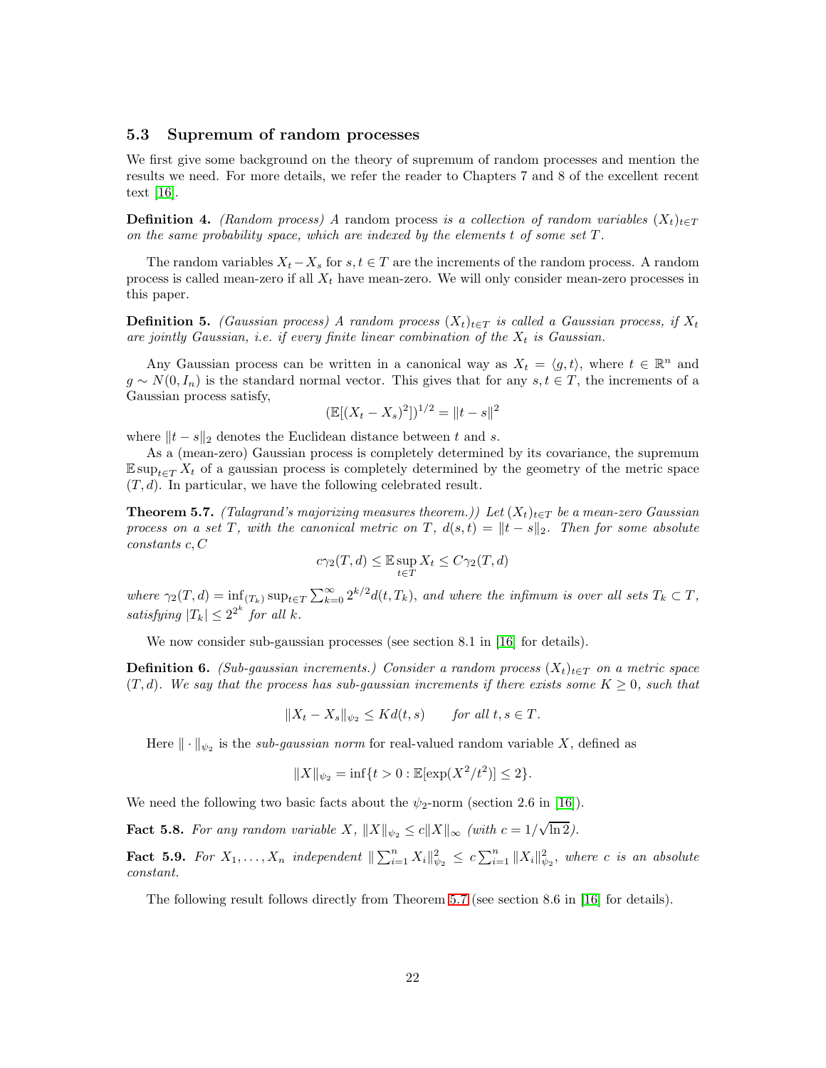### 5.3 Supremum of random processes

We first give some background on the theory of supremum of random processes and mention the results we need. For more details, we refer the reader to Chapters 7 and 8 of the excellent recent text [16].

**Definition 4.** *(Random process) A* random process *is a collection of random variables* $(X_t)_{t\in T}$ *on the same probability space, which are indexed by the elements* $t$ *of some set* $T$.

The random variables $X_t - X_s$ for $s, t \in T$ are the increments of the random process. A random process is called mean-zero if all $X_t$ have mean-zero. We will only consider mean-zero processes in this paper.

**Definition 5.** *(Gaussian process) A random process* $(X_t)_{t\in T}$ *is called a Gaussian process, if* $X_t$ *are jointly Gaussian, i.e. if every finite linear combination of the* $X_t$ *is Gaussian.*

Any Gaussian process can be written in a canonical way as $X_t = \langle g, t\rangle$, where $t \in \mathbb{R}^n$ and $g \sim N(0, I_n)$ is the standard normal vector. This gives that for any $s, t \in T$, the increments of a Gaussian process satisfy,

$$(\mathbb{E}[(X_t - X_s)^2])^{1/2} = \|t - s\|^2$$

where $\|t - s\|_2$ denotes the Euclidean distance between $t$ and $s$.

As a (mean-zero) Gaussian process is completely determined by its covariance, the supremum $\mathbb{E}\sup_{t\in T} X_t$ of a gaussian process is completely determined by the geometry of the metric space $(T, d)$. In particular, we have the following celebrated result.

**Theorem 5.7.** *(Talagrand's majorizing measures theorem.)) Let* $(X_t)_{t\in T}$ *be a mean-zero Gaussian process on a set* $T$*, with the canonical metric on* $T$*,* $d(s,t) = \|t - s\|_2$*. Then for some absolute constants* $c, C$

$$c\gamma_2(T, d) \le \mathbb{E}\sup_{t\in T} X_t \le C\gamma_2(T, d)$$

*where* $\gamma_2(T, d) = \inf_{(T_k)} \sup_{t\in T} \sum_{k=0}^{\infty} 2^{k/2} d(t, T_k)$*, and where the infimum is over all sets* $T_k \subset T$*, satisfying* $|T_k| \le 2^{2^k}$ *for all* $k$.

We now consider sub-gaussian processes (see section 8.1 in [16] for details).

**Definition 6.** *(Sub-gaussian increments.) Consider a random process* $(X_t)_{t\in T}$ *on a metric space* $(T, d)$*. We say that the process has sub-gaussian increments if there exists some* $K \ge 0$*, such that*

$$\|X_t - X_s\|_{\psi_2} \le K d(t, s) \qquad \text{for all } t, s \in T.$$

Here $\|\cdot\|_{\psi_2}$ is the *sub-gaussian norm* for real-valued random variable $X$, defined as

$$\|X\|_{\psi_2} = \inf\{t > 0 : \mathbb{E}[\exp(X^2/t^2)] \le 2\}.$$

We need the following two basic facts about the $\psi_2$-norm (section 2.6 in [16]).

**Fact 5.8.** *For any random variable* $X$*,* $\|X\|_{\psi_2} \le c\|X\|_\infty$ *(with* $c = 1/\sqrt{\ln 2}$*).*

**Fact 5.9.** *For* $X_1, \dots, X_n$ *independent* $\|\sum_{i=1}^n X_i\|_{\psi_2}^2 \le c\sum_{i=1}^n \|X_i\|_{\psi_2}^2$*, where* $c$ *is an absolute constant.*

The following result follows directly from Theorem 5.7 (see section 8.6 in [16] for details).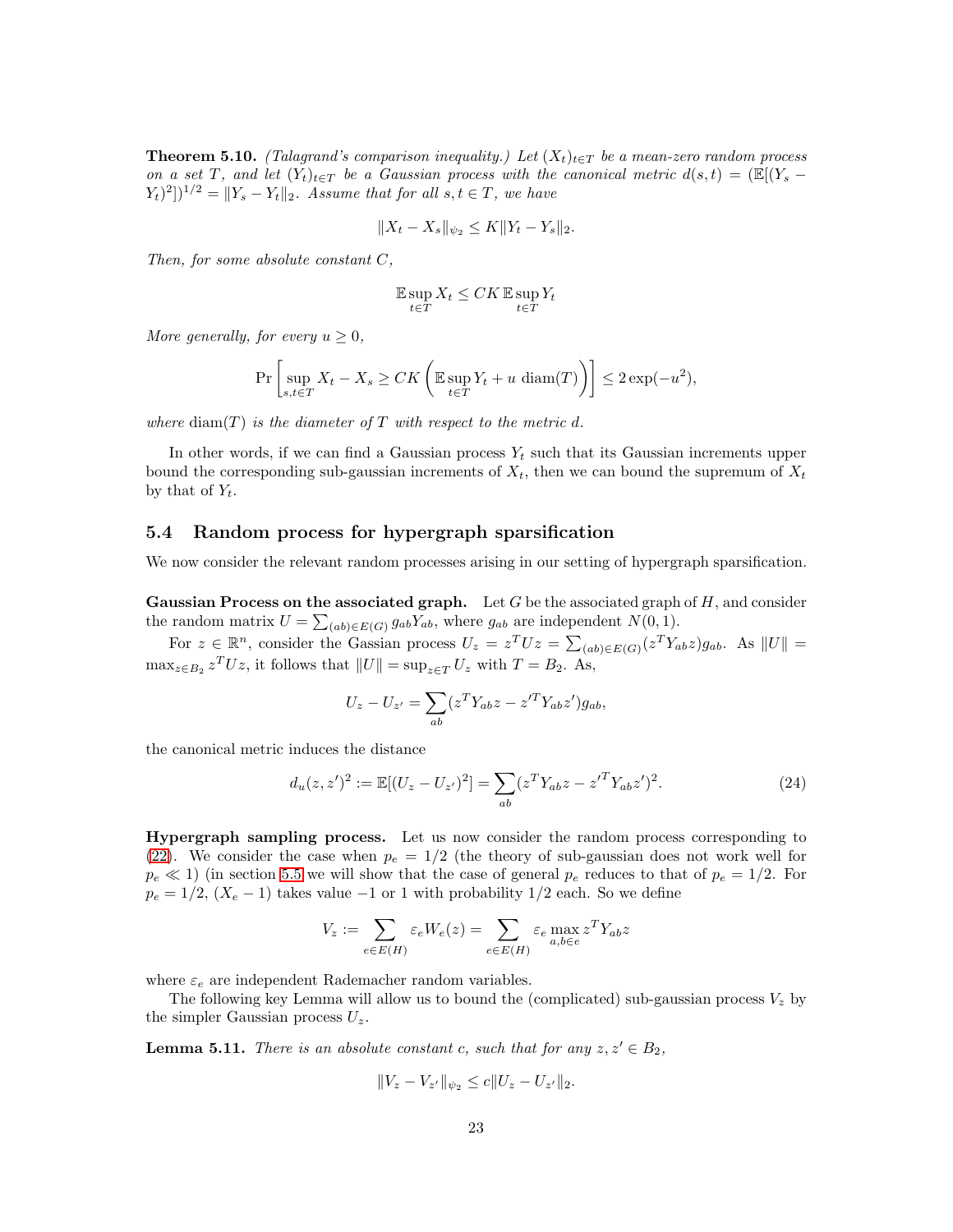**Theorem 5.10.** *(Talagrand's comparison inequality.) Let $(X_t)_{t\in T}$ be a mean-zero random process on a set $T$, and let $(Y_t)_{t\in T}$ be a Gaussian process with the canonical metric $d(s,t) = (\mathbb{E}[(Y_s - Y_t)^2])^{1/2} = \|Y_s - Y_t\|_2$. Assume that for all $s,t \in T$, we have*

$$\|X_t - X_s\|_{\psi_2} \le K\|Y_t - Y_s\|_2.$$

*Then, for some absolute constant $C$,*

$$\mathbb{E}\sup_{t\in T} X_t \le CK\,\mathbb{E}\sup_{t\in T} Y_t$$

*More generally, for every $u \ge 0$,*

$$\Pr\left[\sup_{s,t\in T} X_t - X_s \ge CK\left(\mathbb{E}\sup_{t\in T} Y_t + u\ \mathrm{diam}(T)\right)\right] \le 2\exp(-u^2),$$

*where $\mathrm{diam}(T)$ is the diameter of $T$ with respect to the metric $d$.*

In other words, if we can find a Gaussian process $Y_t$ such that its Gaussian increments upper bound the corresponding sub-gaussian increments of $X_t$, then we can bound the supremum of $X_t$ by that of $Y_t$.

## 5.4 Random process for hypergraph sparsification

We now consider the relevant random processes arising in our setting of hypergraph sparsification.

**Gaussian Process on the associated graph.** Let $G$ be the associated graph of $H$, and consider the random matrix $U = \sum_{(ab)\in E(G)} g_{ab} Y_{ab}$, where $g_{ab}$ are independent $N(0,1)$.

For $z \in \mathbb{R}^n$, consider the Gassian process $U_z = z^T U z = \sum_{(ab)\in E(G)} (z^T Y_{ab} z) g_{ab}$. As $\|U\| = \max_{z\in B_2} z^T U z$, it follows that $\|U\| = \sup_{z\in T} U_z$ with $T = B_2$. As,

$$U_z - U_{z'} = \sum_{ab} (z^T Y_{ab} z - z'^T Y_{ab} z') g_{ab},$$

the canonical metric induces the distance

$$d_u(z,z')^2 := \mathbb{E}[(U_z - U_{z'})^2] = \sum_{ab} (z^T Y_{ab} z - z'^T Y_{ab} z')^2. \tag{24}$$

**Hypergraph sampling process.** Let us now consider the random process corresponding to (22). We consider the case when $p_e = 1/2$ (the theory of sub-gaussian does not work well for $p_e \ll 1$) (in section 5.5 we will show that the case of general $p_e$ reduces to that of $p_e = 1/2$. For $p_e = 1/2$, $(X_e - 1)$ takes value $-1$ or $1$ with probability $1/2$ each. So we define

$$V_z := \sum_{e\in E(H)} \varepsilon_e W_e(z) = \sum_{e\in E(H)} \varepsilon_e \max_{a,b\in e} z^T Y_{ab} z$$

where $\varepsilon_e$ are independent Rademacher random variables.

The following key Lemma will allow us to bound the (complicated) sub-gaussian process $V_z$ by the simpler Gaussian process $U_z$.

**Lemma 5.11.** *There is an absolute constant $c$, such that for any $z, z' \in B_2$,*

$$\|V_z - V_{z'}\|_{\psi_2} \le c\|U_z - U_{z'}\|_2.$$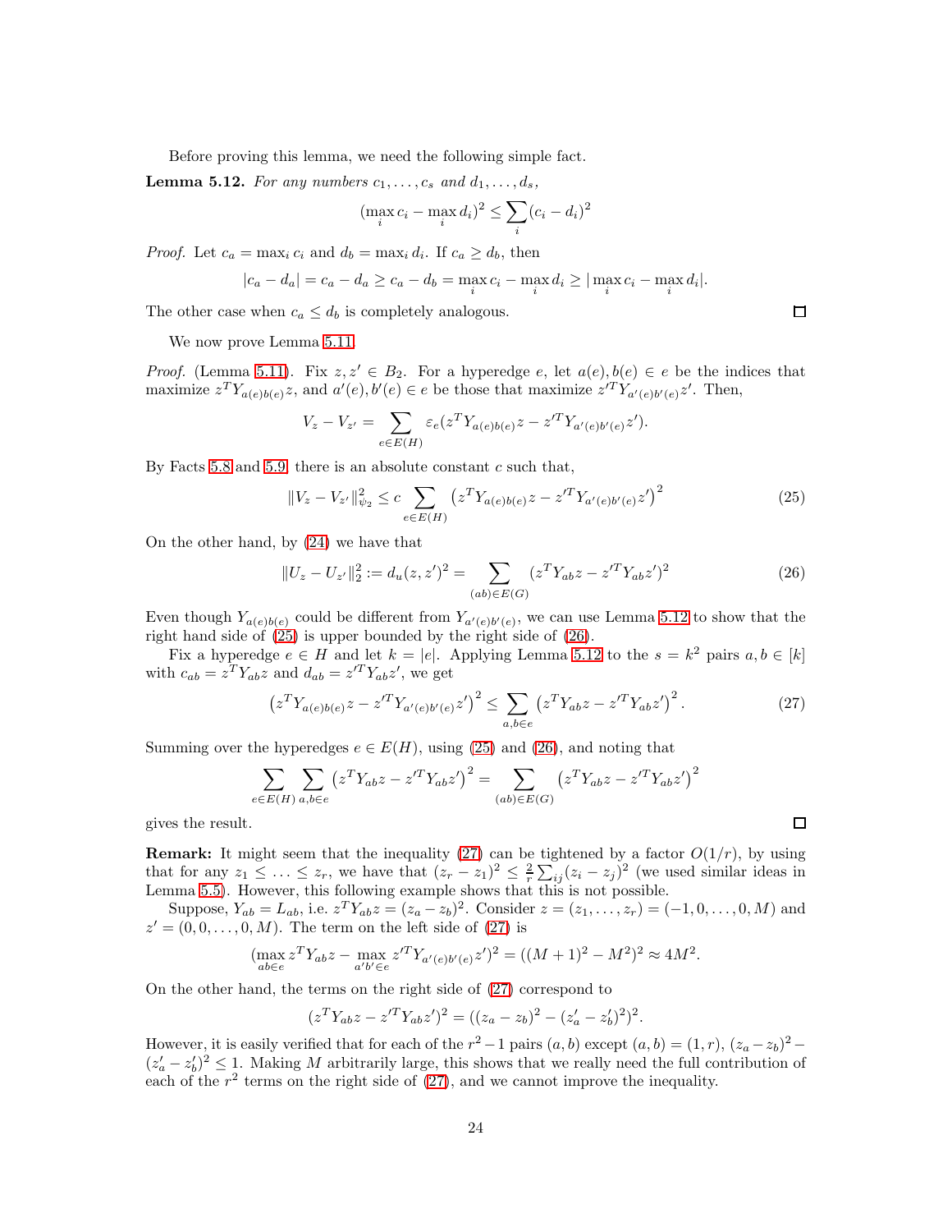Before proving this lemma, we need the following simple fact.

**Lemma 5.12.** *For any numbers $c_1, \ldots, c_s$ and $d_1, \ldots, d_s$,*

$$(\max_i c_i - \max_i d_i)^2 \le \sum_i (c_i - d_i)^2$$

*Proof.* Let $c_a = \max_i c_i$ and $d_b = \max_i d_i$. If $c_a \ge d_b$, then

$$|c_a - d_a| = c_a - d_a \ge c_a - d_b = \max_i c_i - \max_i d_i \ge |\max_i c_i - \max_i d_i|.$$

The other case when $c_a \le d_b$ is completely analogous. □

We now prove Lemma 5.11.

*Proof.* (Lemma 5.11). Fix $z, z' \in B_2$. For a hyperedge $e$, let $a(e), b(e) \in e$ be the indices that maximize $z^T Y_{a(e)b(e)} z$, and $a'(e), b'(e) \in e$ be those that maximize $z'^T Y_{a'(e)b'(e)} z'$. Then,

$$V_z - V_{z'} = \sum_{e \in E(H)} \varepsilon_e (z^T Y_{a(e)b(e)} z - z'^T Y_{a'(e)b'(e)} z').$$

By Facts 5.8 and 5.9, there is an absolute constant $c$ such that,

$$\|V_z - V_{z'}\|_{\psi_2}^2 \le c \sum_{e \in E(H)} \left(z^T Y_{a(e)b(e)} z - z'^T Y_{a'(e)b'(e)} z'\right)^2 \tag{25}$$

On the other hand, by (24) we have that

$$\|U_z - U_{z'}\|_2^2 := d_u(z, z')^2 = \sum_{(ab) \in E(G)} (z^T Y_{ab} z - z'^T Y_{ab} z')^2 \tag{26}$$

Even though $Y_{a(e)b(e)}$ could be different from $Y_{a'(e)b'(e)}$, we can use Lemma 5.12 to show that the right hand side of (25) is upper bounded by the right side of (26).

Fix a hyperedge $e \in H$ and let $k = |e|$. Applying Lemma 5.12 to the $s = k^2$ pairs $a, b \in [k]$ with $c_{ab} = z^T Y_{ab} z$ and $d_{ab} = z'^T Y_{ab} z'$, we get

$$\left(z^T Y_{a(e)b(e)} z - z'^T Y_{a'(e)b'(e)} z'\right)^2 \le \sum_{a,b \in e} \left(z^T Y_{ab} z - z'^T Y_{ab} z'\right)^2. \tag{27}$$

Summing over the hyperedges $e \in E(H)$, using (25) and (26), and noting that

$$\sum_{e \in E(H)} \sum_{a,b \in e} \left(z^T Y_{ab} z - z'^T Y_{ab} z'\right)^2 = \sum_{(ab) \in E(G)} \left(z^T Y_{ab} z - z'^T Y_{ab} z'\right)^2$$

gives the result. □

**Remark:** It might seem that the inequality (27) can be tightened by a factor $O(1/r)$, by using that for any $z_1 \le \ldots \le z_r$, we have that $(z_r - z_1)^2 \le \frac{2}{r} \sum_{ij} (z_i - z_j)^2$ (we used similar ideas in Lemma 5.5). However, this following example shows that this is not possible.

Suppose, $Y_{ab} = L_{ab}$, i.e. $z^T Y_{ab} z = (z_a - z_b)^2$. Consider $z = (z_1, \ldots, z_r) = (-1, 0, \ldots, 0, M)$ and $z' = (0, 0, \ldots, 0, M)$. The term on the left side of (27) is

$$(\max_{ab \in e} z^T Y_{ab} z - \max_{a'b' \in e} z'^T Y_{a'(e)b'(e)} z')^2 = ((M+1)^2 - M^2)^2 \approx 4M^2.$$

On the other hand, the terms on the right side of (27) correspond to

$$(z^T Y_{ab} z - z'^T Y_{ab} z')^2 = ((z_a - z_b)^2 - (z'_a - z'_b)^2)^2.$$

However, it is easily verified that for each of the $r^2 - 1$ pairs $(a, b)$ except $(a, b) = (1, r)$, $(z_a - z_b)^2 - (z'_a - z'_b)^2 \le 1$. Making $M$ arbitrarily large, this shows that we really need the full contribution of each of the $r^2$ terms on the right side of (27), and we cannot improve the inequality.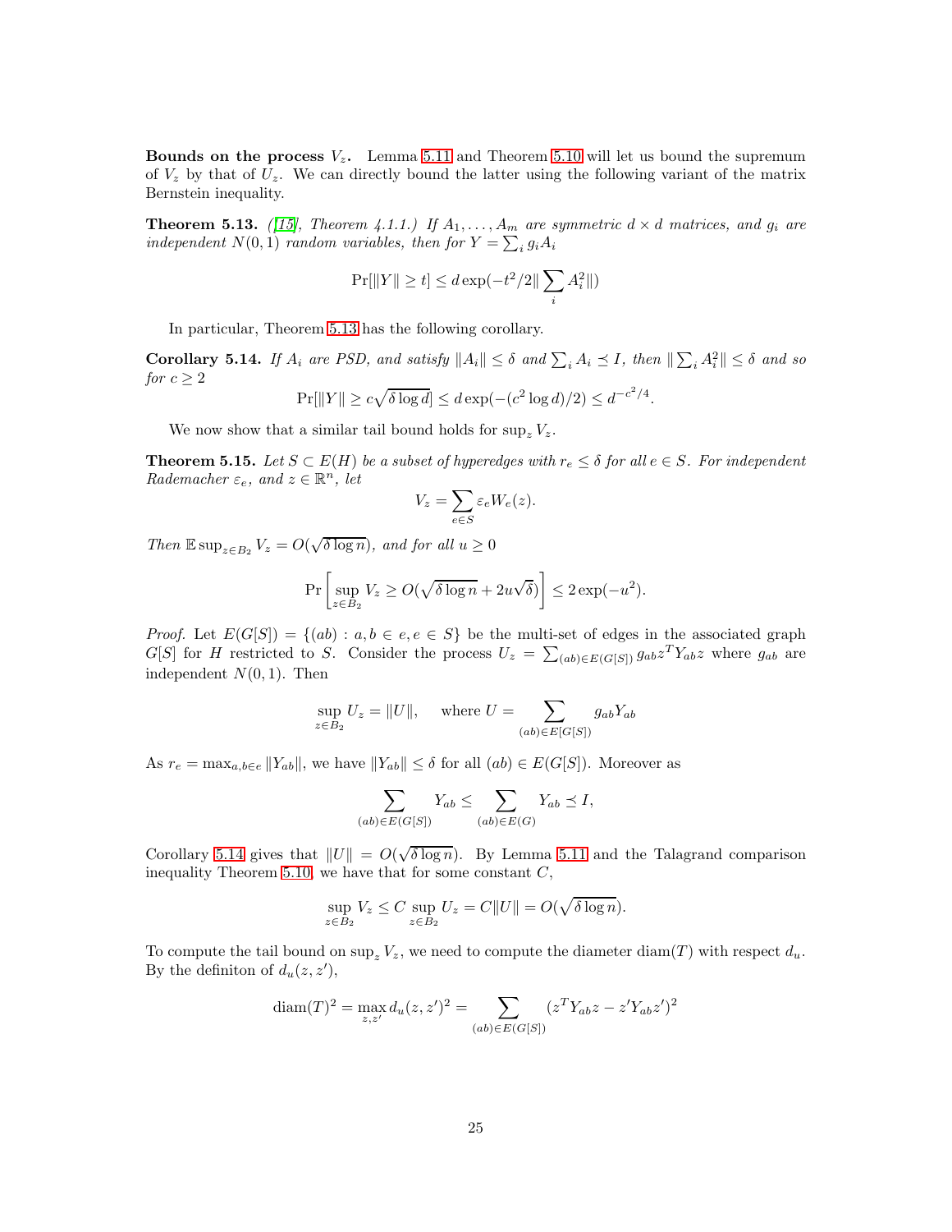**Bounds on the process $V_z$.** Lemma 5.11 and Theorem 5.10 will let us bound the supremum of $V_z$ by that of $U_z$. We can directly bound the latter using the following variant of the matrix Bernstein inequality.

**Theorem 5.13.** *([15], Theorem 4.1.1.) If $A_1, \ldots, A_m$ are symmetric $d \times d$ matrices, and $g_i$ are independent $N(0,1)$ random variables, then for $Y = \sum_i g_i A_i$*

$$\Pr[\|Y\| \geq t] \leq d \exp(-t^2/2\|\sum_i A_i^2\|)$$

In particular, Theorem 5.13 has the following corollary.

**Corollary 5.14.** *If $A_i$ are PSD, and satisfy $\|A_i\| \leq \delta$ and $\sum_i A_i \preceq I$, then $\|\sum_i A_i^2\| \leq \delta$ and so for $c \geq 2$*

$$\Pr[\|Y\| \geq c\sqrt{\delta \log d}] \leq d \exp(-(c^2 \log d)/2) \leq d^{-c^2/4}.$$

We now show that a similar tail bound holds for $\sup_z V_z$.

**Theorem 5.15.** *Let $S \subset E(H)$ be a subset of hyperedges with $r_e \leq \delta$ for all $e \in S$. For independent Rademacher $\varepsilon_e$, and $z \in \mathbb{R}^n$, let*

$$V_z = \sum_{e \in S} \varepsilon_e W_e(z).$$

*Then $\mathbb{E} \sup_{z \in B_2} V_z = O(\sqrt{\delta \log n})$, and for all $u \geq 0$*

$$\Pr\left[\sup_{z \in B_2} V_z \geq O(\sqrt{\delta \log n} + 2u\sqrt{\delta})\right] \leq 2\exp(-u^2).$$

*Proof.* Let $E(G[S]) = \{(ab) : a, b \in e, e \in S\}$ be the multi-set of edges in the associated graph $G[S]$ for $H$ restricted to $S$. Consider the process $U_z = \sum_{(ab) \in E(G[S])} g_{ab} z^T Y_{ab} z$ where $g_{ab}$ are independent $N(0,1)$. Then

$$\sup_{z \in B_2} U_z = \|U\|, \quad \text{where } U = \sum_{(ab) \in E[G[S])} g_{ab} Y_{ab}$$

As $r_e = \max_{a,b \in e} \|Y_{ab}\|$, we have $\|Y_{ab}\| \leq \delta$ for all $(ab) \in E(G[S])$. Moreover as

$$\sum_{(ab) \in E(G[S])} Y_{ab} \leq \sum_{(ab) \in E(G)} Y_{ab} \preceq I,$$

Corollary 5.14 gives that $\|U\| = O(\sqrt{\delta \log n})$. By Lemma 5.11 and the Talagrand comparison inequality Theorem 5.10, we have that for some constant $C$,

$$\sup_{z \in B_2} V_z \leq C \sup_{z \in B_2} U_z = C\|U\| = O(\sqrt{\delta \log n}).$$

To compute the tail bound on $\sup_z V_z$, we need to compute the diameter $\text{diam}(T)$ with respect $d_u$. By the definiton of $d_u(z, z')$,

$$\text{diam}(T)^2 = \max_{z,z'} d_u(z, z')^2 = \sum_{(ab) \in E(G[S])} (z^T Y_{ab} z - z' Y_{ab} z')^2$$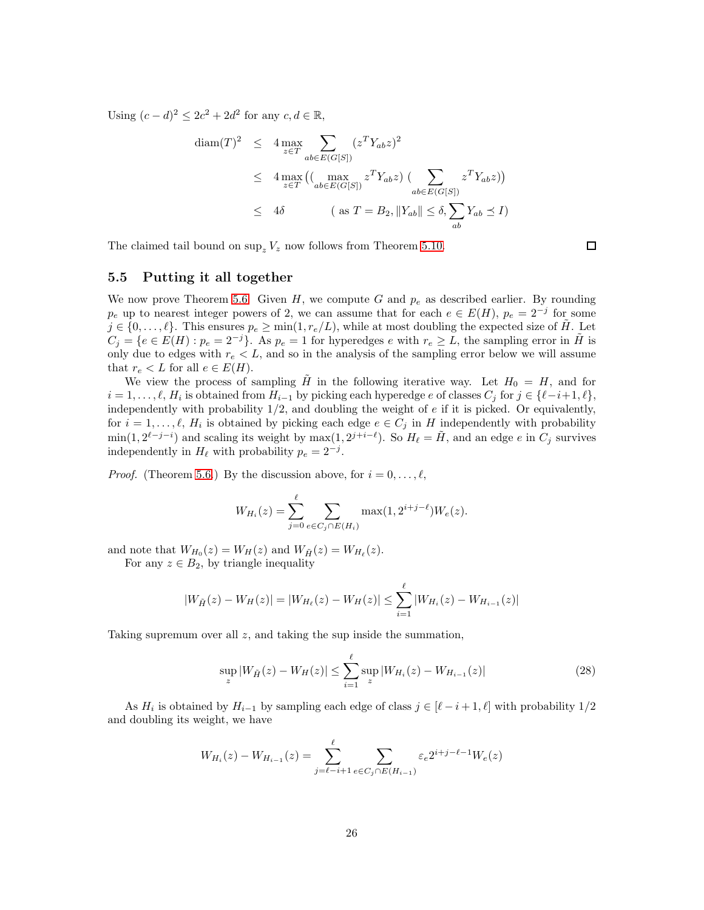Using $(c-d)^2 \leq 2c^2 + 2d^2$ for any $c, d \in \mathbb{R}$,

$$
\begin{aligned}
\operatorname{diam}(T)^2 &\leq 4 \max_{z \in T} \sum_{ab \in E(G[S])} (z^T Y_{ab} z)^2 \\
&\leq 4 \max_{z \in T} \big( (\max_{ab \in E(G[S])} z^T Y_{ab} z) \, ( \sum_{ab \in E(G[S])} z^T Y_{ab} z) \big) \\
&\leq 4\delta \qquad \text{( as } T = B_2, \|Y_{ab}\| \leq \delta, \sum_{ab} Y_{ab} \preceq I)
\end{aligned}
$$

The claimed tail bound on $\sup_z V_z$ now follows from Theorem 5.10. ◻

### 5.5 Putting it all together

We now prove Theorem 5.6. Given $H$, we compute $G$ and $p_e$ as described earlier. By rounding $p_e$ up to nearest integer powers of 2, we can assume that for each $e \in E(H)$, $p_e = 2^{-j}$ for some $j \in \{0, \ldots, \ell\}$. This ensures $p_e \geq \min(1, r_e/L)$, while at most doubling the expected size of $\tilde{H}$. Let $C_j = \{e \in E(H) : p_e = 2^{-j}\}$. As $p_e = 1$ for hyperedges $e$ with $r_e \geq L$, the sampling error in $\tilde{H}$ is only due to edges with $r_e < L$, and so in the analysis of the sampling error below we will assume that $r_e < L$ for all $e \in E(H)$.

We view the process of sampling $\tilde{H}$ in the following iterative way. Let $H_0 = H$, and for $i = 1, \ldots, \ell$, $H_i$ is obtained from $H_{i-1}$ by picking each hyperedge $e$ of classes $C_j$ for $j \in \{\ell - i + 1, \ell\}$, independently with probability $1/2$, and doubling the weight of $e$ if it is picked. Or equivalently, for $i = 1, \ldots, \ell$, $H_i$ is obtained by picking each edge $e \in C_j$ in $H$ independently with probability $\min(1, 2^{\ell-j-i})$ and scaling its weight by $\max(1, 2^{j+i-\ell})$. So $H_\ell = \tilde{H}$, and an edge $e$ in $C_j$ survives independently in $H_\ell$ with probability $p_e = 2^{-j}$.

*Proof.* (Theorem 5.6) By the discussion above, for $i = 0, \ldots, \ell$,

$$
W_{H_i}(z) = \sum_{j=0}^{\ell} \sum_{e \in C_j \cap E(H_i)} \max(1, 2^{i+j-\ell}) W_e(z).
$$

and note that $W_{H_0}(z) = W_H(z)$ and $W_{\tilde{H}}(z) = W_{H_\ell}(z)$.

For any $z \in B_2$, by triangle inequality

$$
|W_{\tilde{H}}(z) - W_H(z)| = |W_{H_\ell}(z) - W_H(z)| \leq \sum_{i=1}^{\ell} |W_{H_i}(z) - W_{H_{i-1}}(z)|
$$

Taking supremum over all $z$, and taking the sup inside the summation,

$$
\sup_z |W_{\tilde{H}}(z) - W_H(z)| \leq \sum_{i=1}^{\ell} \sup_z |W_{H_i}(z) - W_{H_{i-1}}(z)| \tag{28}
$$

As $H_i$ is obtained by $H_{i-1}$ by sampling each edge of class $j \in [\ell - i + 1, \ell]$ with probability $1/2$ and doubling its weight, we have

$$
W_{H_i}(z) - W_{H_{i-1}}(z) = \sum_{j=\ell-i+1}^{\ell} \sum_{e \in C_j \cap E(H_{i-1})} \varepsilon_e 2^{i+j-\ell-1} W_e(z)
$$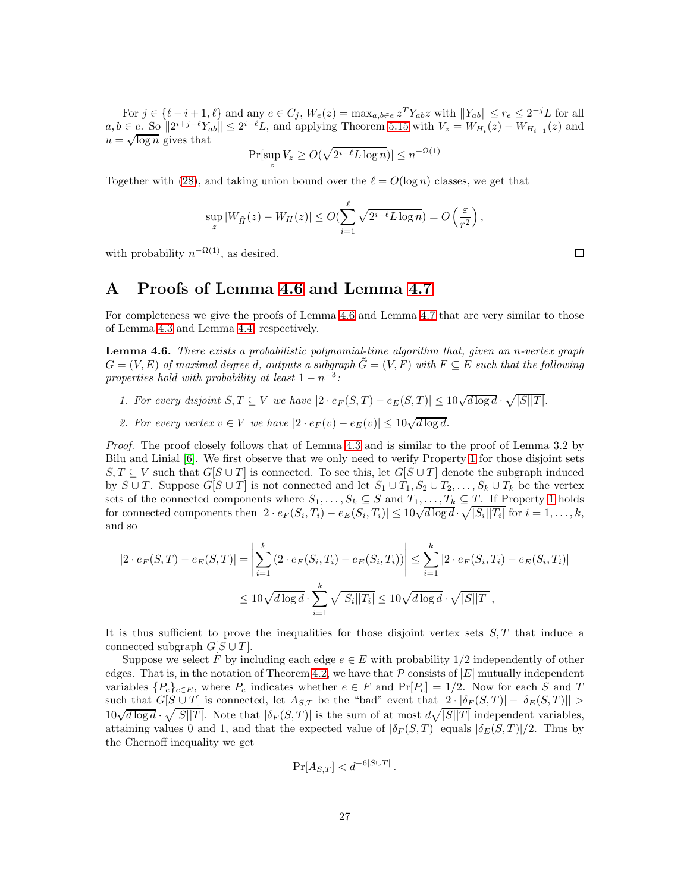For $j \in \{\ell - i + 1, \ell\}$ and any $e \in C_j$, $W_e(z) = \max_{a,b \in e} z^T Y_{ab} z$ with $\|Y_{ab}\| \le r_e \le 2^{-j} L$ for all $a, b \in e$. So $\|2^{i+j-\ell} Y_{ab}\| \le 2^{i-\ell} L$, and applying Theorem 5.15 with $V_z = W_{H_i}(z) - W_{H_{i-1}}(z)$ and $u = \sqrt{\log n}$ gives that

$$\Pr[\sup_z V_z \ge O(\sqrt{2^{i-\ell} L \log n})] \le n^{-\Omega(1)}$$

Together with (28), and taking union bound over the $\ell = O(\log n)$ classes, we get that

$$\sup_z |W_{\tilde{H}}(z) - W_H(z)| \le O(\sum_{i=1}^{\ell} \sqrt{2^{i-\ell} L \log n}) = O\left(\frac{\varepsilon}{r^2}\right),$$

with probability $n^{-\Omega(1)}$, as desired. □

# A Proofs of Lemma 4.6 and Lemma 4.7

For completeness we give the proofs of Lemma 4.6 and Lemma 4.7 that are very similar to those of Lemma 4.3 and Lemma 4.4, respectively.

**Lemma 4.6.** *There exists a probabilistic polynomial-time algorithm that, given an $n$-vertex graph $G = (V, E)$ of maximal degree $d$, outputs a subgraph $\tilde{G} = (V, F)$ with $F \subseteq E$ such that the following properties hold with probability at least $1 - n^{-3}$:*

1. *For every disjoint $S, T \subseteq V$ we have $|2 \cdot e_F(S, T) - e_E(S, T)| \le 10\sqrt{d \log d} \cdot \sqrt{|S||T|}$.*
2. *For every vertex $v \in V$ we have $|2 \cdot e_F(v) - e_E(v)| \le 10\sqrt{d \log d}$.*

*Proof.* The proof closely follows that of Lemma 4.3 and is similar to the proof of Lemma 3.2 by Bilu and Linial [6]. We first observe that we only need to verify Property 1 for those disjoint sets $S, T \subseteq V$ such that $G[S \cup T]$ is connected. To see this, let $G[S \cup T]$ denote the subgraph induced by $S \cup T$. Suppose $G[S \cup T]$ is not connected and let $S_1 \cup T_1, S_2 \cup T_2, \ldots, S_k \cup T_k$ be the vertex sets of the connected components where $S_1, \ldots, S_k \subseteq S$ and $T_1, \ldots, T_k \subseteq T$. If Property 1 holds for connected components then $|2 \cdot e_F(S_i, T_i) - e_E(S_i, T_i)| \le 10\sqrt{d \log d} \cdot \sqrt{|S_i||T_i|}$ for $i = 1, \ldots, k$, and so

$$|2 \cdot e_F(S, T) - e_E(S, T)| = \left| \sum_{i=1}^{k} (2 \cdot e_F(S_i, T_i) - e_E(S_i, T_i)) \right| \le \sum_{i=1}^{k} |2 \cdot e_F(S_i, T_i) - e_E(S_i, T_i)|$$

$$\le 10\sqrt{d \log d} \cdot \sum_{i=1}^{k} \sqrt{|S_i||T_i|} \le 10\sqrt{d \log d} \cdot \sqrt{|S||T|},$$

It is thus sufficient to prove the inequalities for those disjoint vertex sets $S, T$ that induce a connected subgraph $G[S \cup T]$.

Suppose we select $F$ by including each edge $e \in E$ with probability $1/2$ independently of other edges. That is, in the notation of Theorem 4.2, we have that $\mathcal{P}$ consists of $|E|$ mutually independent variables $\{P_e\}_{e \in E}$, where $P_e$ indicates whether $e \in F$ and $\Pr[P_e] = 1/2$. Now for each $S$ and $T$ such that $G[S \cup T]$ is connected, let $A_{S,T}$ be the "bad" event that $|2 \cdot |\delta_F(S, T)| - |\delta_E(S, T)|| > 10\sqrt{d \log d} \cdot \sqrt{|S||T|}$. Note that $|\delta_F(S, T)|$ is the sum of at most $d\sqrt{|S||T|}$ independent variables, attaining values 0 and 1, and that the expected value of $|\delta_F(S, T)|$ equals $|\delta_E(S, T)|/2$. Thus by the Chernoff inequality we get

$$\Pr[A_{S,T}] < d^{-6|S \cup T|}.$$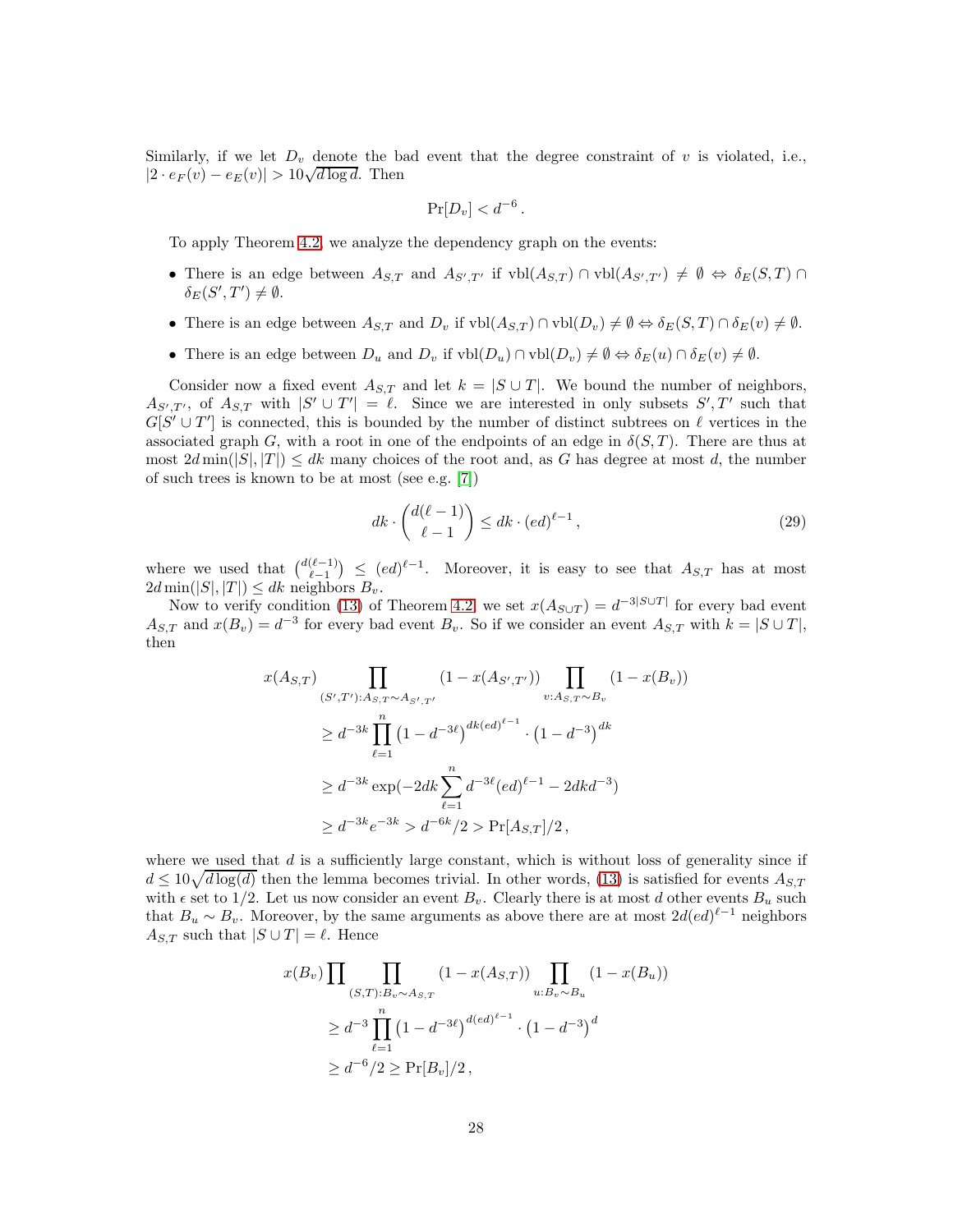Similarly, if we let $D_v$ denote the bad event that the degree constraint of $v$ is violated, i.e., $|2 \cdot e_F(v) - e_E(v)| > 10\sqrt{d \log d}$. Then

$$\Pr[D_v] < d^{-6}.$$

To apply Theorem 4.2, we analyze the dependency graph on the events:

- There is an edge between $A_{S,T}$ and $A_{S',T'}$ if $\mathrm{vbl}(A_{S,T}) \cap \mathrm{vbl}(A_{S',T'}) \neq \emptyset \Leftrightarrow \delta_E(S,T) \cap \delta_E(S',T') \neq \emptyset$.
- There is an edge between $A_{S,T}$ and $D_v$ if $\mathrm{vbl}(A_{S,T}) \cap \mathrm{vbl}(D_v) \neq \emptyset \Leftrightarrow \delta_E(S,T) \cap \delta_E(v) \neq \emptyset$.
- There is an edge between $D_u$ and $D_v$ if $\mathrm{vbl}(D_u) \cap \mathrm{vbl}(D_v) \neq \emptyset \Leftrightarrow \delta_E(u) \cap \delta_E(v) \neq \emptyset$.

Consider now a fixed event $A_{S,T}$ and let $k = |S \cup T|$. We bound the number of neighbors, $A_{S',T'}$, of $A_{S,T}$ with $|S' \cup T'| = \ell$. Since we are interested in only subsets $S', T'$ such that $G[S' \cup T']$ is connected, this is bounded by the number of distinct subtrees on $\ell$ vertices in the associated graph $G$, with a root in one of the endpoints of an edge in $\delta(S,T)$. There are thus at most $2d\min(|S|,|T|) \leq dk$ many choices of the root and, as $G$ has degree at most $d$, the number of such trees is known to be at most (see e.g. [7])

$$dk \cdot \binom{d(\ell-1)}{\ell-1} \leq dk \cdot (ed)^{\ell-1}, \tag{29}$$

where we used that $\binom{d(\ell-1)}{\ell-1} \leq (ed)^{\ell-1}$. Moreover, it is easy to see that $A_{S,T}$ has at most $2d\min(|S|,|T|) \leq dk$ neighbors $B_v$.

Now to verify condition (13) of Theorem 4.2 we set $x(A_{S \cup T}) = d^{-3|S \cup T|}$ for every bad event $A_{S,T}$ and $x(B_v) = d^{-3}$ for every bad event $B_v$. So if we consider an event $A_{S,T}$ with $k = |S \cup T|$, then

$$\begin{aligned}
x(A_{S,T}) &\prod_{(S',T'):A_{S,T}\sim A_{S',T'}} (1 - x(A_{S',T'})) \prod_{v:A_{S,T}\sim B_v} (1 - x(B_v)) \\
&\geq d^{-3k} \prod_{\ell=1}^{n} \left(1 - d^{-3\ell}\right)^{dk(ed)^{\ell-1}} \cdot \left(1 - d^{-3}\right)^{dk} \\
&\geq d^{-3k} \exp(-2dk \sum_{\ell=1}^{n} d^{-3\ell}(ed)^{\ell-1} - 2dkd^{-3}) \\
&\geq d^{-3k} e^{-3k} > d^{-6k}/2 > \Pr[A_{S,T}]/2,
\end{aligned}$$

where we used that $d$ is a sufficiently large constant, which is without loss of generality since if $d \leq 10\sqrt{d\log(d)}$ then the lemma becomes trivial. In other words, (13) is satisfied for events $A_{S,T}$ with $\epsilon$ set to $1/2$. Let us now consider an event $B_v$. Clearly there is at most $d$ other events $B_u$ such that $B_u \sim B_v$. Moreover, by the same arguments as above there are at most $2d(ed)^{\ell-1}$ neighbors $A_{S,T}$ such that $|S \cup T| = \ell$. Hence

$$\begin{aligned}
x(B_v) \prod &\prod_{(S,T):B_v\sim A_{S,T}} (1 - x(A_{S,T})) \prod_{u:B_v\sim B_u} (1 - x(B_u)) \\
&\geq d^{-3} \prod_{\ell=1}^{n} \left(1 - d^{-3\ell}\right)^{d(ed)^{\ell-1}} \cdot \left(1 - d^{-3}\right)^{d} \\
&\geq d^{-6}/2 \geq \Pr[B_v]/2,
\end{aligned}$$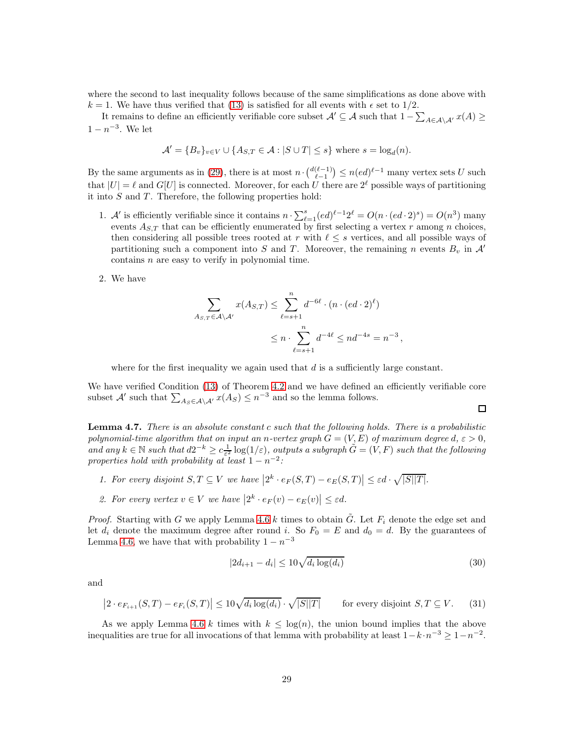where the second to last inequality follows because of the same simplifications as done above with $k = 1$. We have thus verified that (13) is satisfied for all events with $\epsilon$ set to $1/2$.

It remains to define an efficiently verifiable core subset $\mathcal{A}' \subseteq \mathcal{A}$ such that $1 - \sum_{A \in \mathcal{A} \setminus \mathcal{A}'} x(A) \geq 1 - n^{-3}$. We let

$$\mathcal{A}' = \{B_v\}_{v \in V} \cup \{A_{S,T} \in \mathcal{A} : |S \cup T| \leq s\} \text{ where } s = \log_d(n).$$

By the same arguments as in (29), there is at most $n \cdot \binom{d(\ell-1)}{\ell-1} \leq n(ed)^{\ell-1}$ many vertex sets $U$ such that $|U| = \ell$ and $G[U]$ is connected. Moreover, for each $U$ there are $2^\ell$ possible ways of partitioning it into $S$ and $T$. Therefore, the following properties hold:

1. $\mathcal{A}'$ is efficiently verifiable since it contains $n \cdot \sum_{\ell=1}^{s} (ed)^{\ell-1} 2^\ell = O(n \cdot (ed \cdot 2)^s) = O(n^3)$ many events $A_{S,T}$ that can be efficiently enumerated by first selecting a vertex $r$ among $n$ choices, then considering all possible trees rooted at $r$ with $\ell \leq s$ vertices, and all possible ways of partitioning such a component into $S$ and $T$. Moreover, the remaining $n$ events $B_v$ in $\mathcal{A}'$ contains $n$ are easy to verify in polynomial time.

2. We have

$$\begin{aligned}
\sum_{A_{S,T} \in \mathcal{A} \setminus \mathcal{A}'} x(A_{S,T}) &\leq \sum_{\ell=s+1}^{n} d^{-6\ell} \cdot (n \cdot (ed \cdot 2)^\ell) \\
&\leq n \cdot \sum_{\ell=s+1}^{n} d^{-4\ell} \leq n d^{-4s} = n^{-3},
\end{aligned}$$

where for the first inequality we again used that $d$ is a sufficiently large constant.

We have verified Condition (13) of Theorem 4.2 and we have defined an efficiently verifiable core subset $\mathcal{A}'$ such that $\sum_{A_S \in \mathcal{A} \setminus \mathcal{A}'} x(A_S) \leq n^{-3}$ and so the lemma follows. ☐

**Lemma 4.7.** *There is an absolute constant $c$ such that the following holds. There is a probabilistic polynomial-time algorithm that on input an $n$-vertex graph $G = (V, E)$ of maximum degree $d$, $\varepsilon > 0$, and any $k \in \mathbb{N}$ such that $d2^{-k} \geq c \frac{1}{\varepsilon^2} \log(1/\varepsilon)$, outputs a subgraph $\tilde{G} = (V, F)$ such that the following properties hold with probability at least $1 - n^{-2}$:*

1. *For every disjoint $S, T \subseteq V$ we have $\left|2^k \cdot e_F(S,T) - e_E(S,T)\right| \leq \varepsilon d \cdot \sqrt{|S||T|}$.*
2. *For every vertex $v \in V$ we have $\left|2^k \cdot e_F(v) - e_E(v)\right| \leq \varepsilon d$.*

*Proof.* Starting with $G$ we apply Lemma 4.6 $k$ times to obtain $\tilde{G}$. Let $F_i$ denote the edge set and let $d_i$ denote the maximum degree after round $i$. So $F_0 = E$ and $d_0 = d$. By the guarantees of Lemma 4.6, we have that with probability $1 - n^{-3}$

$$|2d_{i+1} - d_i| \leq 10\sqrt{d_i \log(d_i)} \tag{30}$$

and

$$\left|2 \cdot e_{F_{i+1}}(S,T) - e_{F_i}(S,T)\right| \leq 10\sqrt{d_i \log(d_i)} \cdot \sqrt{|S||T|} \qquad \text{for every disjoint } S, T \subseteq V. \tag{31}$$

As we apply Lemma 4.6 $k$ times with $k \leq \log(n)$, the union bound implies that the above inequalities are true for all invocations of that lemma with probability at least $1 - k \cdot n^{-3} \geq 1 - n^{-2}$.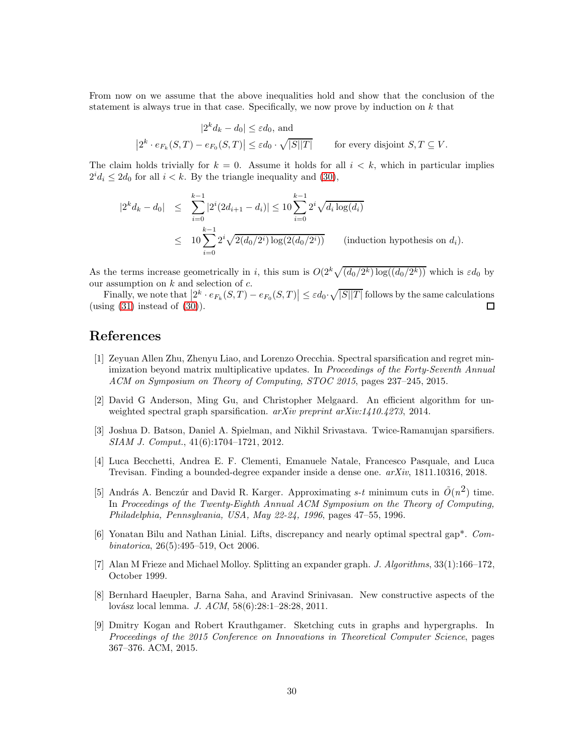From now on we assume that the above inequalities hold and show that the conclusion of the statement is always true in that case. Specifically, we now prove by induction on $k$ that

$$|2^k d_k - d_0| \leq \varepsilon d_0, \text{ and}$$

$$\left|2^k \cdot e_{F_k}(S,T) - e_{F_0}(S,T)\right| \leq \varepsilon d_0 \cdot \sqrt{|S||T|} \qquad \text{for every disjoint } S,T \subseteq V.$$

The claim holds trivially for $k = 0$. Assume it holds for all $i < k$, which in particular implies $2^i d_i \leq 2d_0$ for all $i < k$. By the triangle inequality and (30),

$$\begin{aligned}
|2^k d_k - d_0| &\leq \sum_{i=0}^{k-1} |2^i(2d_{i+1} - d_i)| \leq 10 \sum_{i=0}^{k-1} 2^i \sqrt{d_i \log(d_i)} \\
&\leq 10 \sum_{i=0}^{k-1} 2^i \sqrt{2(d_0/2^i)\log(2(d_0/2^i))} \qquad \text{(induction hypothesis on } d_i\text{)}.
\end{aligned}$$

As the terms increase geometrically in $i$, this sum is $O(2^k\sqrt{(d_0/2^k)\log((d_0/2^k))}$ which is $\varepsilon d_0$ by our assumption on $k$ and selection of $c$.

Finally, we note that $\left|2^k \cdot e_{F_k}(S,T) - e_{F_0}(S,T)\right| \leq \varepsilon d_0 \cdot \sqrt{|S||T|}$ follows by the same calculations (using (31) instead of (30)). ◻

## References

[1] Zeyuan Allen Zhu, Zhenyu Liao, and Lorenzo Orecchia. Spectral sparsification and regret minimization beyond matrix multiplicative updates. In *Proceedings of the Forty-Seventh Annual ACM on Symposium on Theory of Computing, STOC 2015*, pages 237–245, 2015.

[2] David G Anderson, Ming Gu, and Christopher Melgaard. An efficient algorithm for unweighted spectral graph sparsification. *arXiv preprint arXiv:1410.4273*, 2014.

[3] Joshua D. Batson, Daniel A. Spielman, and Nikhil Srivastava. Twice-Ramanujan sparsifiers. *SIAM J. Comput.*, 41(6):1704–1721, 2012.

[4] Luca Becchetti, Andrea E. F. Clementi, Emanuele Natale, Francesco Pasquale, and Luca Trevisan. Finding a bounded-degree expander inside a dense one. *arXiv*, 1811.10316, 2018.

[5] András A. Benczúr and David R. Karger. Approximating $s$-$t$ minimum cuts in $\tilde{O}(n^2)$ time. In *Proceedings of the Twenty-Eighth Annual ACM Symposium on the Theory of Computing, Philadelphia, Pennsylvania, USA, May 22-24, 1996*, pages 47–55, 1996.

[6] Yonatan Bilu and Nathan Linial. Lifts, discrepancy and nearly optimal spectral gap*. *Combinatorica*, 26(5):495–519, Oct 2006.

[7] Alan M Frieze and Michael Molloy. Splitting an expander graph. *J. Algorithms*, 33(1):166–172, October 1999.

[8] Bernhard Haeupler, Barna Saha, and Aravind Srinivasan. New constructive aspects of the lovász local lemma. *J. ACM*, 58(6):28:1–28:28, 2011.

[9] Dmitry Kogan and Robert Krauthgamer. Sketching cuts in graphs and hypergraphs. In *Proceedings of the 2015 Conference on Innovations in Theoretical Computer Science*, pages 367–376. ACM, 2015.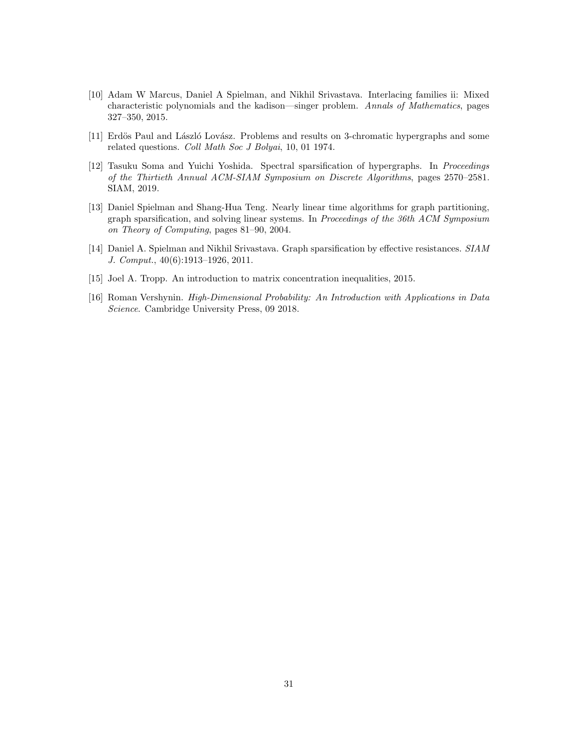[10] Adam W Marcus, Daniel A Spielman, and Nikhil Srivastava. Interlacing families ii: Mixed characteristic polynomials and the kadison—singer problem. *Annals of Mathematics*, pages 327–350, 2015.

[11] Erdös Paul and László Lovász. Problems and results on 3-chromatic hypergraphs and some related questions. *Coll Math Soc J Bolyai*, 10, 01 1974.

[12] Tasuku Soma and Yuichi Yoshida. Spectral sparsification of hypergraphs. In *Proceedings of the Thirtieth Annual ACM-SIAM Symposium on Discrete Algorithms*, pages 2570–2581. SIAM, 2019.

[13] Daniel Spielman and Shang-Hua Teng. Nearly linear time algorithms for graph partitioning, graph sparsification, and solving linear systems. In *Proceedings of the 36th ACM Symposium on Theory of Computing*, pages 81–90, 2004.

[14] Daniel A. Spielman and Nikhil Srivastava. Graph sparsification by effective resistances. *SIAM J. Comput.*, 40(6):1913–1926, 2011.

[15] Joel A. Tropp. An introduction to matrix concentration inequalities, 2015.

[16] Roman Vershynin. *High-Dimensional Probability: An Introduction with Applications in Data Science*. Cambridge University Press, 09 2018.